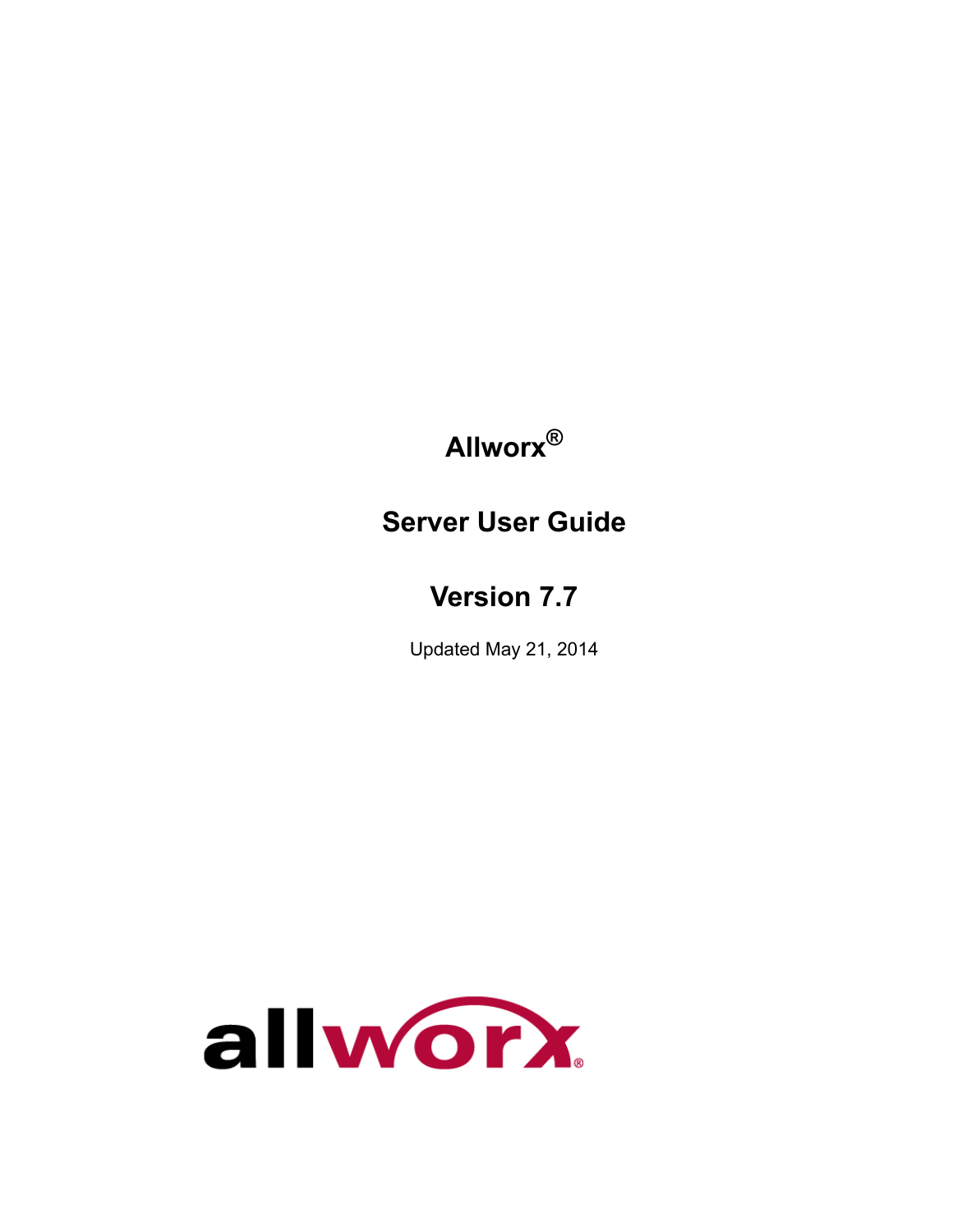# Allworx®

## Server User Guide

## Version 7.7

Updated May 21, 2014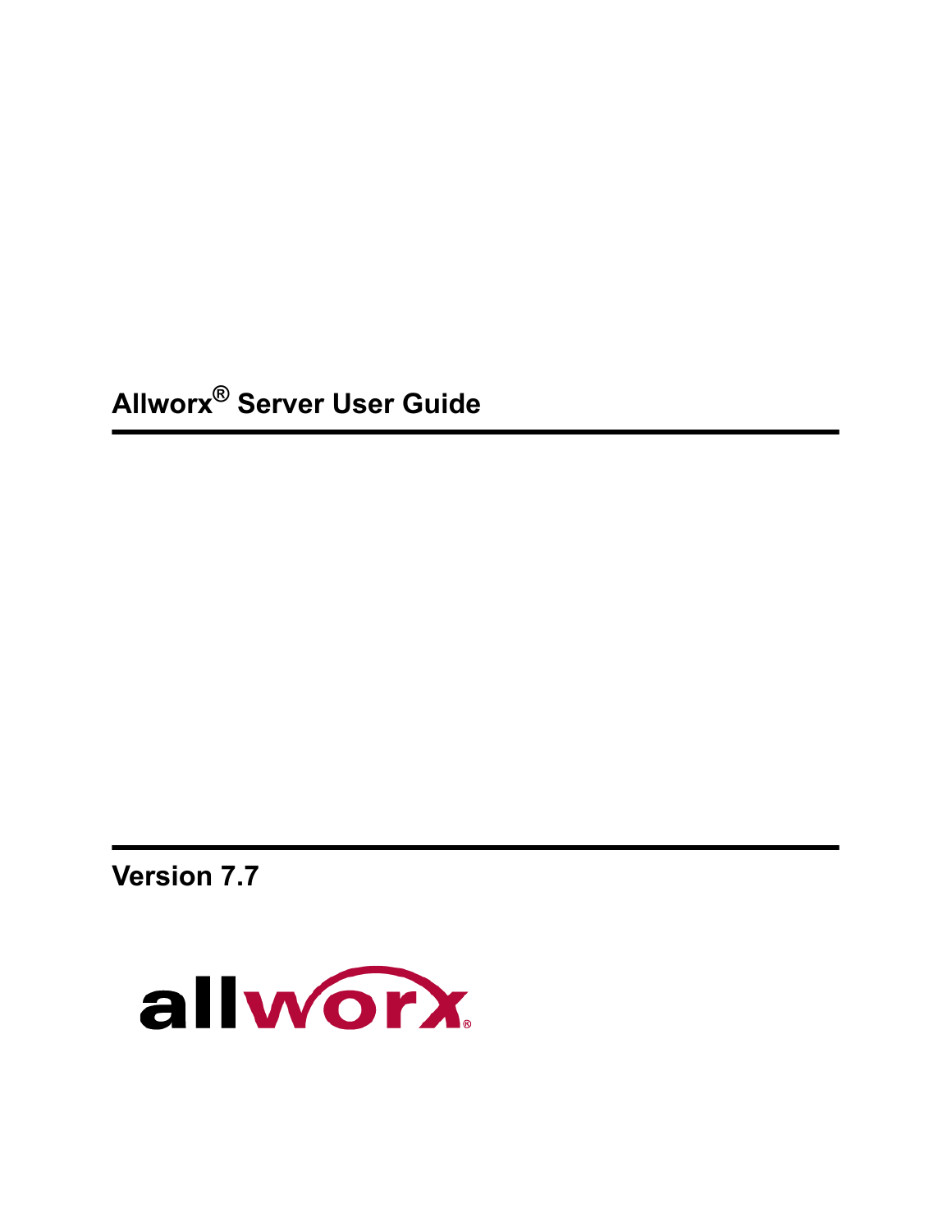# Allworx® Server User Guide

**Version 7.7**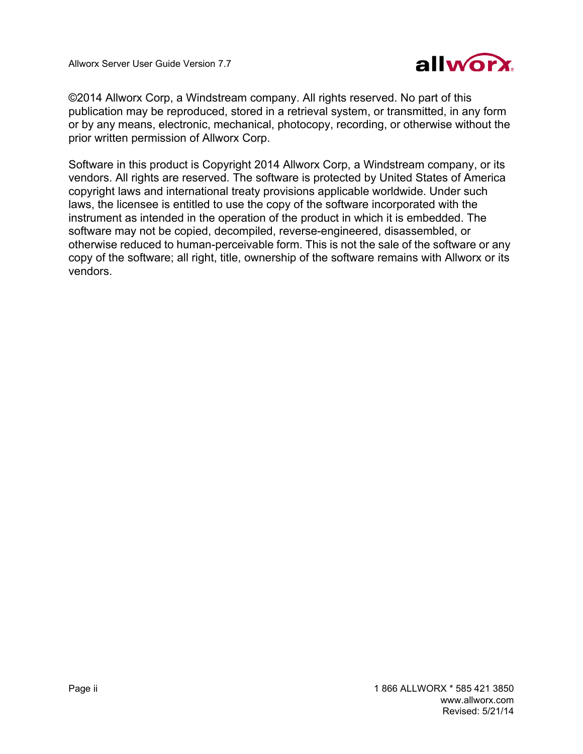©2014 Allworx Corp, a Windstream company. All rights reserved. No part of this publication may be reproduced, stored in a retrieval system, or transmitted, in any form or by any means, electronic, mechanical, photocopy, recording, or otherwise without the prior written permission of Allworx Corp.

Software in this product is Copyright 2014 Allworx Corp, a Windstream company, or its vendors. All rights are reserved. The software is protected by United States of America copyright laws and international treaty provisions applicable worldwide. Under such laws, the licensee is entitled to use the copy of the software incorporated with the instrument as intended in the operation of the product in which it is embedded. The software may not be copied, decompiled, reverse-engineered, disassembled, or otherwise reduced to human-perceivable form. This is not the sale of the software or any copy of the software; all right, title, ownership of the software remains with Allworx or its vendors.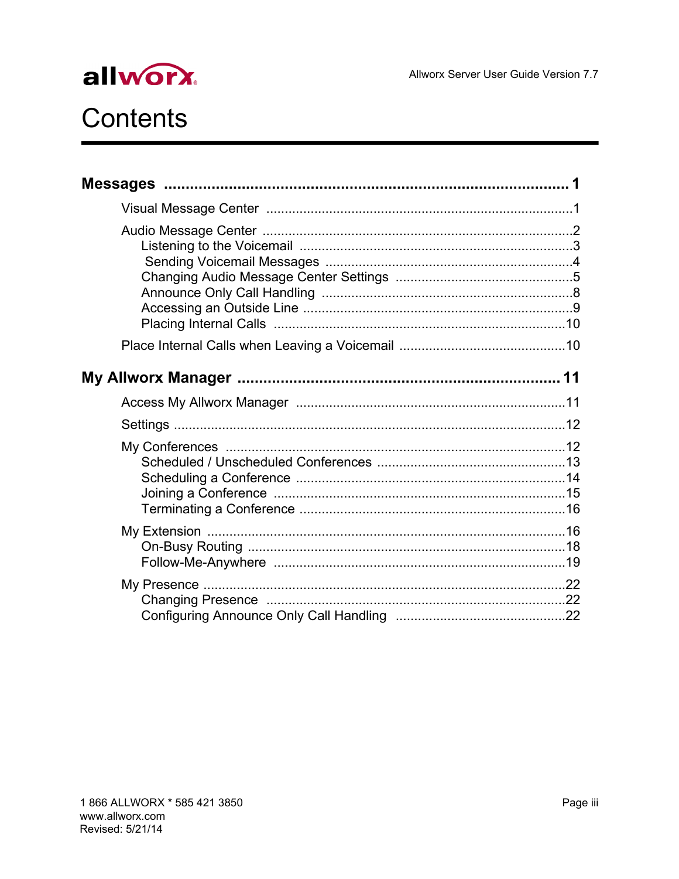# Contents

**Messages ........................................................................................ 1**

- Visual Message Center .......................................................................1
- Audio Message Center .......................................................................2
  - Listening to the Voicemail .........................................................3
  - Sending Voicemail Messages ...................................................4
  - Changing Audio Message Center Settings ..................................5
  - Announce Only Call Handling ....................................................8
  - Accessing an Outside Line .........................................................9
  - Placing Internal Calls ..............................................................10
- Place Internal Calls when Leaving a Voicemail ..............................10

**My Allworx Manager ...................................................................... 11**

- Access My Allworx Manager .........................................................11
- Settings .........................................................................................12
- My Conferences ............................................................................12
  - Scheduled / Unscheduled Conferences ....................................13
  - Scheduling a Conference ........................................................14
  - Joining a Conference ..............................................................15
  - Terminating a Conference .......................................................16
- My Extension .................................................................................16
  - On-Busy Routing .....................................................................18
  - Follow-Me-Anywhere ..............................................................19
- My Presence .................................................................................22
  - Changing Presence ................................................................22
  - Configuring Announce Only Call Handling ...............................22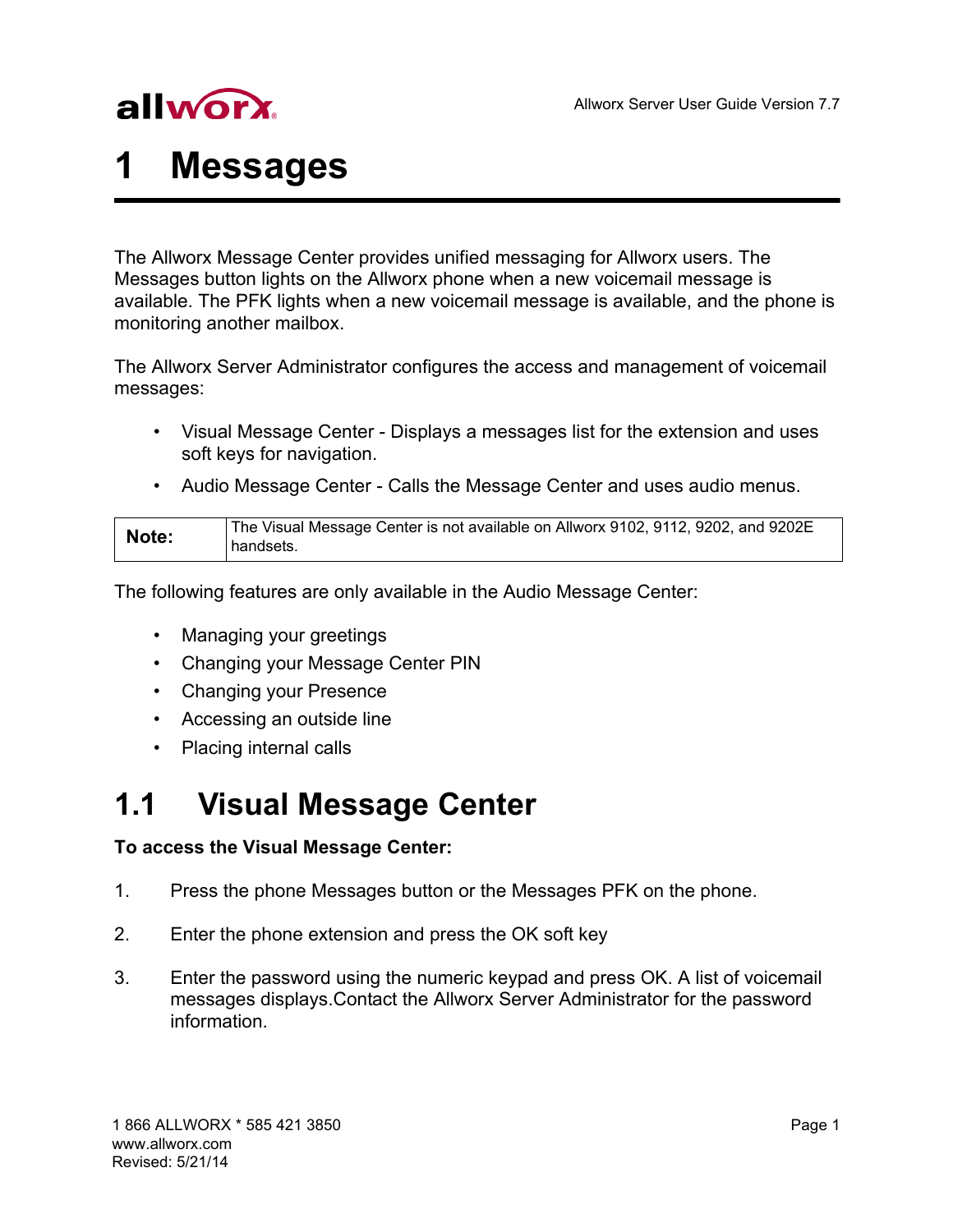# 1 Messages

The Allworx Message Center provides unified messaging for Allworx users. The Messages button lights on the Allworx phone when a new voicemail message is available. The PFK lights when a new voicemail message is available, and the phone is monitoring another mailbox.

The Allworx Server Administrator configures the access and management of voicemail messages:

- Visual Message Center - Displays a messages list for the extension and uses soft keys for navigation.
- Audio Message Center - Calls the Message Center and uses audio menus.

| **Note:** | The Visual Message Center is not available on Allworx 9102, 9112, 9202, and 9202E handsets. |
|---|---|

The following features are only available in the Audio Message Center:

- Managing your greetings
- Changing your Message Center PIN
- Changing your Presence
- Accessing an outside line
- Placing internal calls

## 1.1 Visual Message Center

**To access the Visual Message Center:**

1. Press the phone Messages button or the Messages PFK on the phone.
2. Enter the phone extension and press the OK soft key
3. Enter the password using the numeric keypad and press OK. A list of voicemail messages displays.Contact the Allworx Server Administrator for the password information.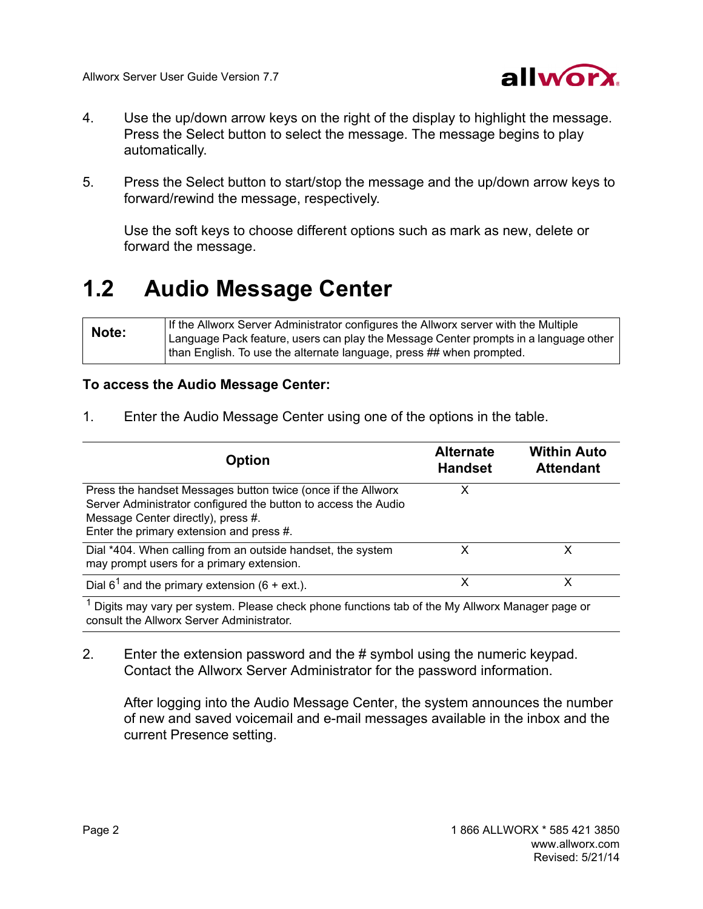4. Use the up/down arrow keys on the right of the display to highlight the message. Press the Select button to select the message. The message begins to play automatically.

5. Press the Select button to start/stop the message and the up/down arrow keys to forward/rewind the message, respectively.

   Use the soft keys to choose different options such as mark as new, delete or forward the message.

## 1.2 Audio Message Center

| **Note:** | If the Allworx Server Administrator configures the Allworx server with the Multiple Language Pack feature, users can play the Message Center prompts in a language other than English. To use the alternate language, press ## when prompted. |
|---|---|

**To access the Audio Message Center:**

1. Enter the Audio Message Center using one of the options in the table.

| Option | Alternate Handset | Within Auto Attendant |
|---|---|---|
| Press the handset Messages button twice (once if the Allworx Server Administrator configured the button to access the Audio Message Center directly), press #. Enter the primary extension and press #. | X | |
| Dial *404. When calling from an outside handset, the system may prompt users for a primary extension. | X | X |
| Dial 6[1] and the primary extension (6 + ext.). | X | X |

[1] Digits may vary per system. Please check phone functions tab of the My Allworx Manager page or consult the Allworx Server Administrator.

2. Enter the extension password and the # symbol using the numeric keypad. Contact the Allworx Server Administrator for the password information.

   After logging into the Audio Message Center, the system announces the number of new and saved voicemail and e-mail messages available in the inbox and the current Presence setting.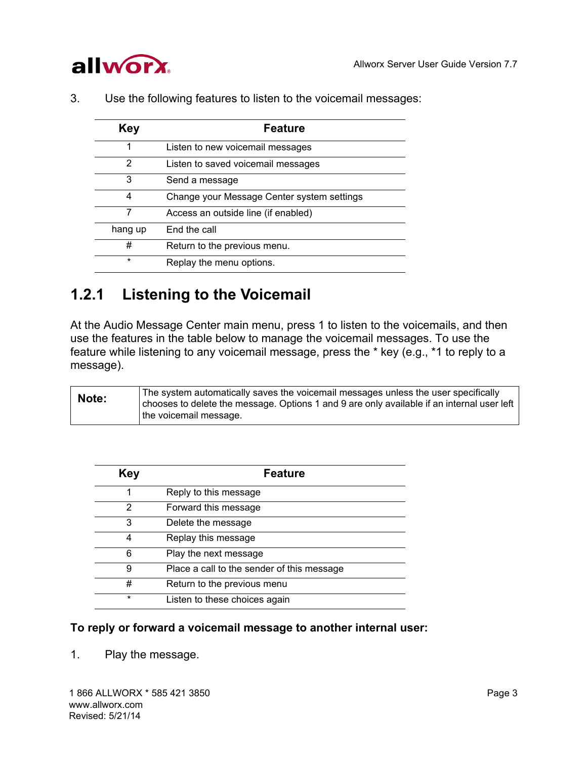3. Use the following features to listen to the voicemail messages:

| Key | Feature |
|---|---|
| 1 | Listen to new voicemail messages |
| 2 | Listen to saved voicemail messages |
| 3 | Send a message |
| 4 | Change your Message Center system settings |
| 7 | Access an outside line (if enabled) |
| hang up | End the call |
| # | Return to the previous menu. |
| * | Replay the menu options. |

## 1.2.1 Listening to the Voicemail

At the Audio Message Center main menu, press 1 to listen to the voicemails, and then use the features in the table below to manage the voicemail messages. To use the feature while listening to any voicemail message, press the * key (e.g., *1 to reply to a message).

| **Note:** | The system automatically saves the voicemail messages unless the user specifically chooses to delete the message. Options 1 and 9 are only available if an internal user left the voicemail message. |
|---|---|

| Key | Feature |
|---|---|
| 1 | Reply to this message |
| 2 | Forward this message |
| 3 | Delete the message |
| 4 | Replay this message |
| 6 | Play the next message |
| 9 | Place a call to the sender of this message |
| # | Return to the previous menu |
| * | Listen to these choices again |

**To reply or forward a voicemail message to another internal user:**

1. Play the message.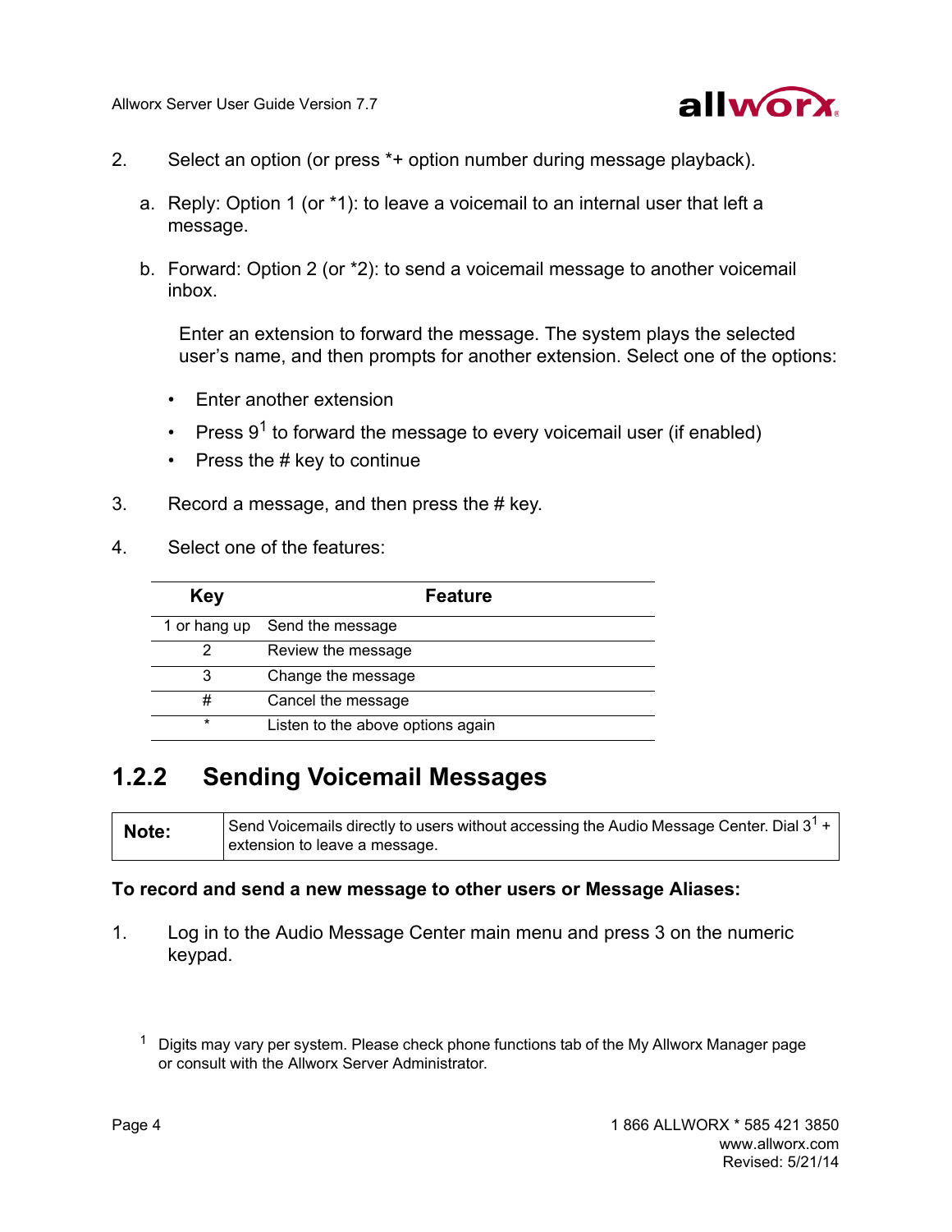2. Select an option (or press *+ option number during message playback).

   a. Reply: Option 1 (or *1): to leave a voicemail to an internal user that left a message.

   b. Forward: Option 2 (or *2): to send a voicemail message to another voicemail inbox.

      Enter an extension to forward the message. The system plays the selected user's name, and then prompts for another extension. Select one of the options:

      - Enter another extension
      - Press 9[1] to forward the message to every voicemail user (if enabled)
      - Press the # key to continue

3. Record a message, and then press the # key.

4. Select one of the features:

| Key | Feature |
|---|---|
| 1 or hang up | Send the message |
| 2 | Review the message |
| 3 | Change the message |
| # | Cancel the message |
| * | Listen to the above options again |

## 1.2.2 Sending Voicemail Messages

| **Note:** | Send Voicemails directly to users without accessing the Audio Message Center. Dial 3[1] + extension to leave a message. |
|---|---|

**To record and send a new message to other users or Message Aliases:**

1. Log in to the Audio Message Center main menu and press 3 on the numeric keypad.

[1] Digits may vary per system. Please check phone functions tab of the My Allworx Manager page or consult with the Allworx Server Administrator.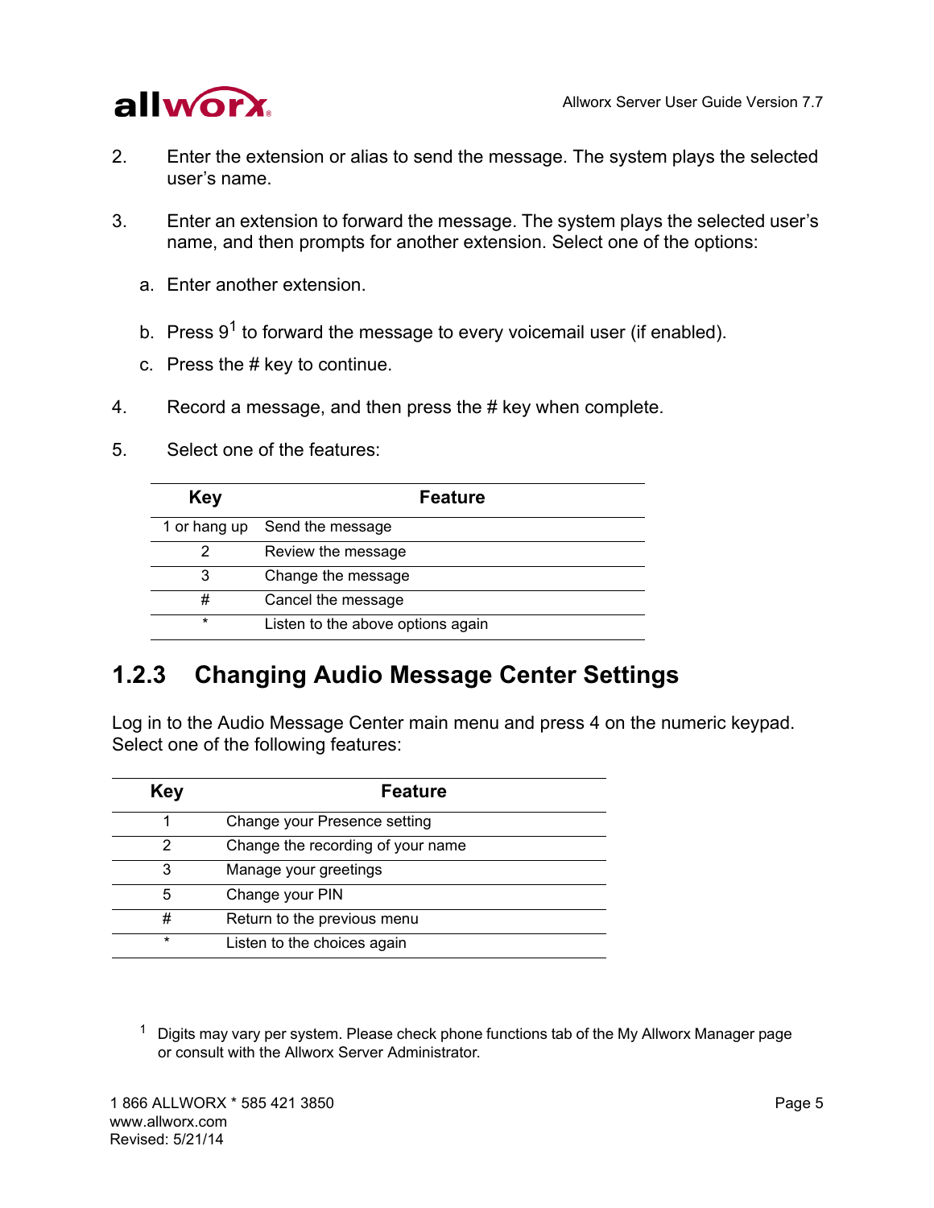2. Enter the extension or alias to send the message. The system plays the selected user's name.

3. Enter an extension to forward the message. The system plays the selected user's name, and then prompts for another extension. Select one of the options:

   a. Enter another extension.

   b. Press 9[1] to forward the message to every voicemail user (if enabled).

   c. Press the # key to continue.

4. Record a message, and then press the # key when complete.

5. Select one of the features:

| Key | Feature |
| --- | --- |
| 1 or hang up | Send the message |
| 2 | Review the message |
| 3 | Change the message |
| # | Cancel the message |
| * | Listen to the above options again |

## 1.2.3 Changing Audio Message Center Settings

Log in to the Audio Message Center main menu and press 4 on the numeric keypad. Select one of the following features:

| Key | Feature |
| --- | --- |
| 1 | Change your Presence setting |
| 2 | Change the recording of your name |
| 3 | Manage your greetings |
| 5 | Change your PIN |
| # | Return to the previous menu |
| * | Listen to the choices again |

[1] Digits may vary per system. Please check phone functions tab of the My Allworx Manager page or consult with the Allworx Server Administrator.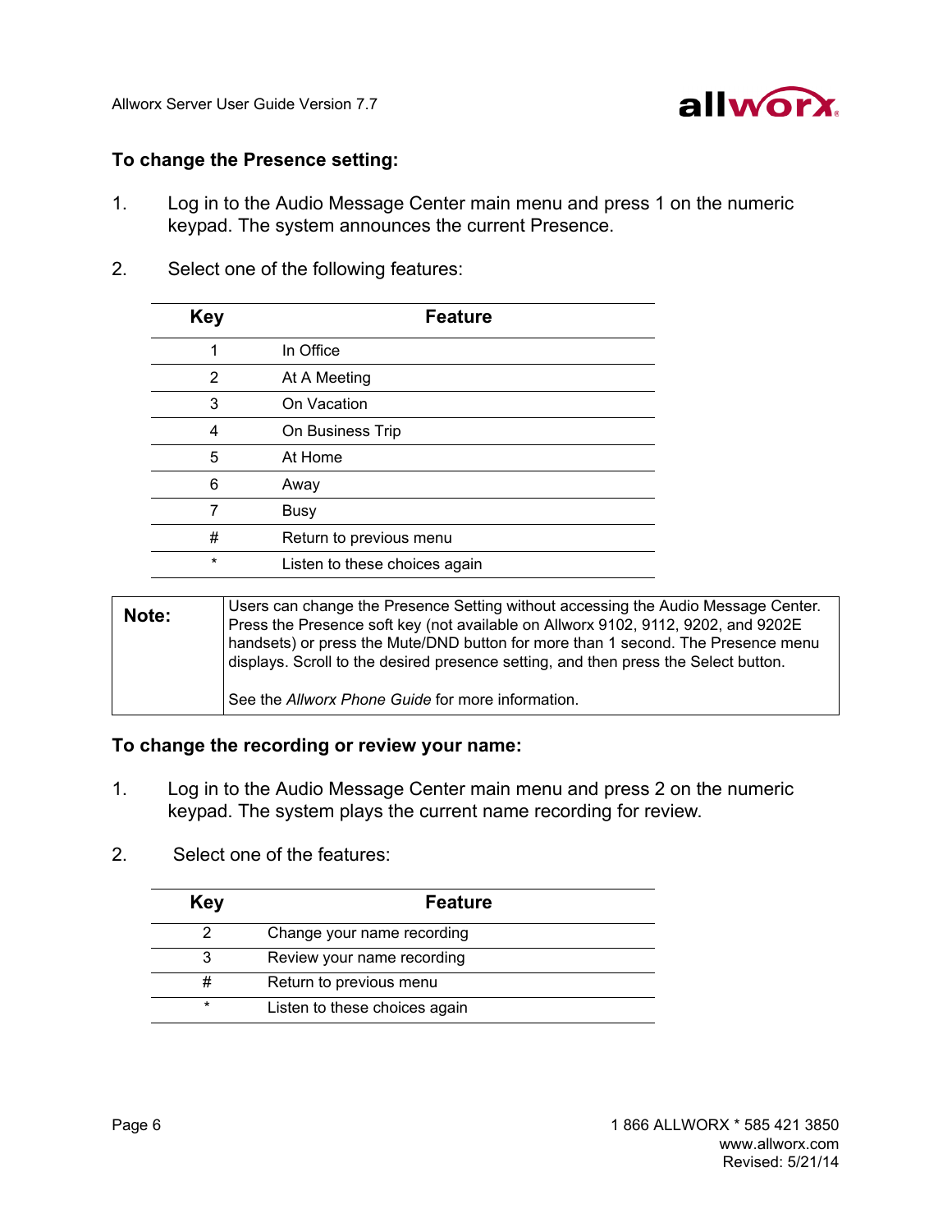### To change the Presence setting:

1. Log in to the Audio Message Center main menu and press 1 on the numeric keypad. The system announces the current Presence.

2. Select one of the following features:

| Key | Feature |
|---|---|
| 1 | In Office |
| 2 | At A Meeting |
| 3 | On Vacation |
| 4 | On Business Trip |
| 5 | At Home |
| 6 | Away |
| 7 | Busy |
| # | Return to previous menu |
| * | Listen to these choices again |

| **Note:** | Users can change the Presence Setting without accessing the Audio Message Center. Press the Presence soft key (not available on Allworx 9102, 9112, 9202, and 9202E handsets) or press the Mute/DND button for more than 1 second. The Presence menu displays. Scroll to the desired presence setting, and then press the Select button.<br><br>See the *Allworx Phone Guide* for more information. |
|---|---|

### To change the recording or review your name:

1. Log in to the Audio Message Center main menu and press 2 on the numeric keypad. The system plays the current name recording for review.

2. Select one of the features:

| Key | Feature |
|---|---|
| 2 | Change your name recording |
| 3 | Review your name recording |
| # | Return to previous menu |
| * | Listen to these choices again |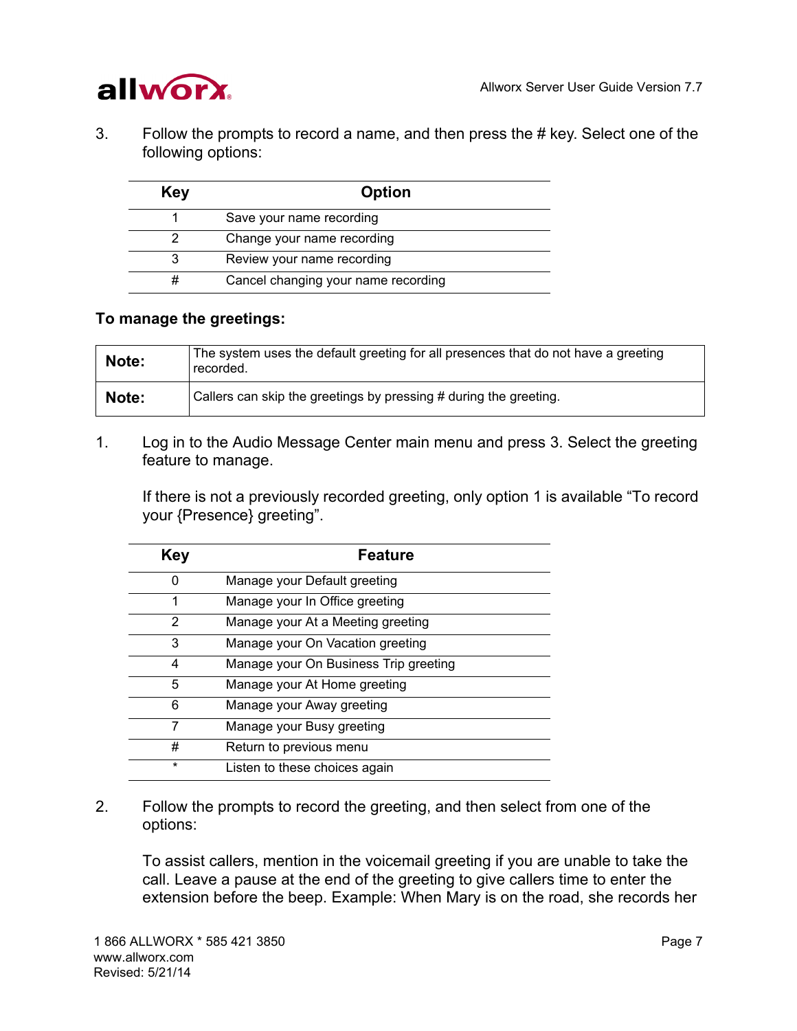3. Follow the prompts to record a name, and then press the # key. Select one of the following options:

| Key | Option |
|---|---|
| 1 | Save your name recording |
| 2 | Change your name recording |
| 3 | Review your name recording |
| # | Cancel changing your name recording |

**To manage the greetings:**

| **Note:** | The system uses the default greeting for all presences that do not have a greeting recorded. |
|---|---|
| **Note:** | Callers can skip the greetings by pressing # during the greeting. |

1. Log in to the Audio Message Center main menu and press 3. Select the greeting feature to manage.

   If there is not a previously recorded greeting, only option 1 is available “To record your {Presence} greeting”.

| Key | Feature |
|---|---|
| 0 | Manage your Default greeting |
| 1 | Manage your In Office greeting |
| 2 | Manage your At a Meeting greeting |
| 3 | Manage your On Vacation greeting |
| 4 | Manage your On Business Trip greeting |
| 5 | Manage your At Home greeting |
| 6 | Manage your Away greeting |
| 7 | Manage your Busy greeting |
| # | Return to previous menu |
| * | Listen to these choices again |

2. Follow the prompts to record the greeting, and then select from one of the options:

   To assist callers, mention in the voicemail greeting if you are unable to take the call. Leave a pause at the end of the greeting to give callers time to enter the extension before the beep. Example: When Mary is on the road, she records her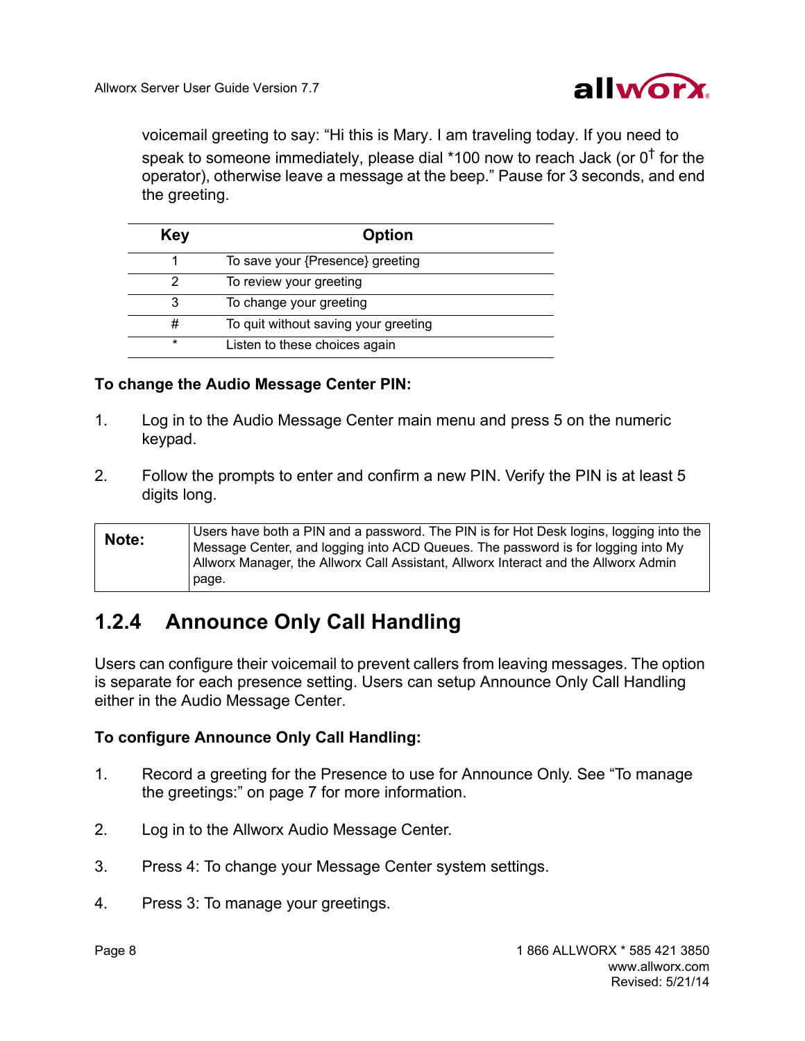voicemail greeting to say: “Hi this is Mary. I am traveling today. If you need to speak to someone immediately, please dial *100 now to reach Jack (or 0† for the operator), otherwise leave a message at the beep.” Pause for 3 seconds, and end the greeting.

| Key | Option |
|---|---|
| 1 | To save your {Presence} greeting |
| 2 | To review your greeting |
| 3 | To change your greeting |
| # | To quit without saving your greeting |
| * | Listen to these choices again |

**To change the Audio Message Center PIN:**

1. Log in to the Audio Message Center main menu and press 5 on the numeric keypad.

2. Follow the prompts to enter and confirm a new PIN. Verify the PIN is at least 5 digits long.

| **Note:** | Users have both a PIN and a password. The PIN is for Hot Desk logins, logging into the Message Center, and logging into ACD Queues. The password is for logging into My Allworx Manager, the Allworx Call Assistant, Allworx Interact and the Allworx Admin page. |
|---|---|

## 1.2.4 Announce Only Call Handling

Users can configure their voicemail to prevent callers from leaving messages. The option is separate for each presence setting. Users can setup Announce Only Call Handling either in the Audio Message Center.

**To configure Announce Only Call Handling:**

1. Record a greeting for the Presence to use for Announce Only. See “To manage the greetings:” on page 7 for more information.

2. Log in to the Allworx Audio Message Center.

3. Press 4: To change your Message Center system settings.

4. Press 3: To manage your greetings.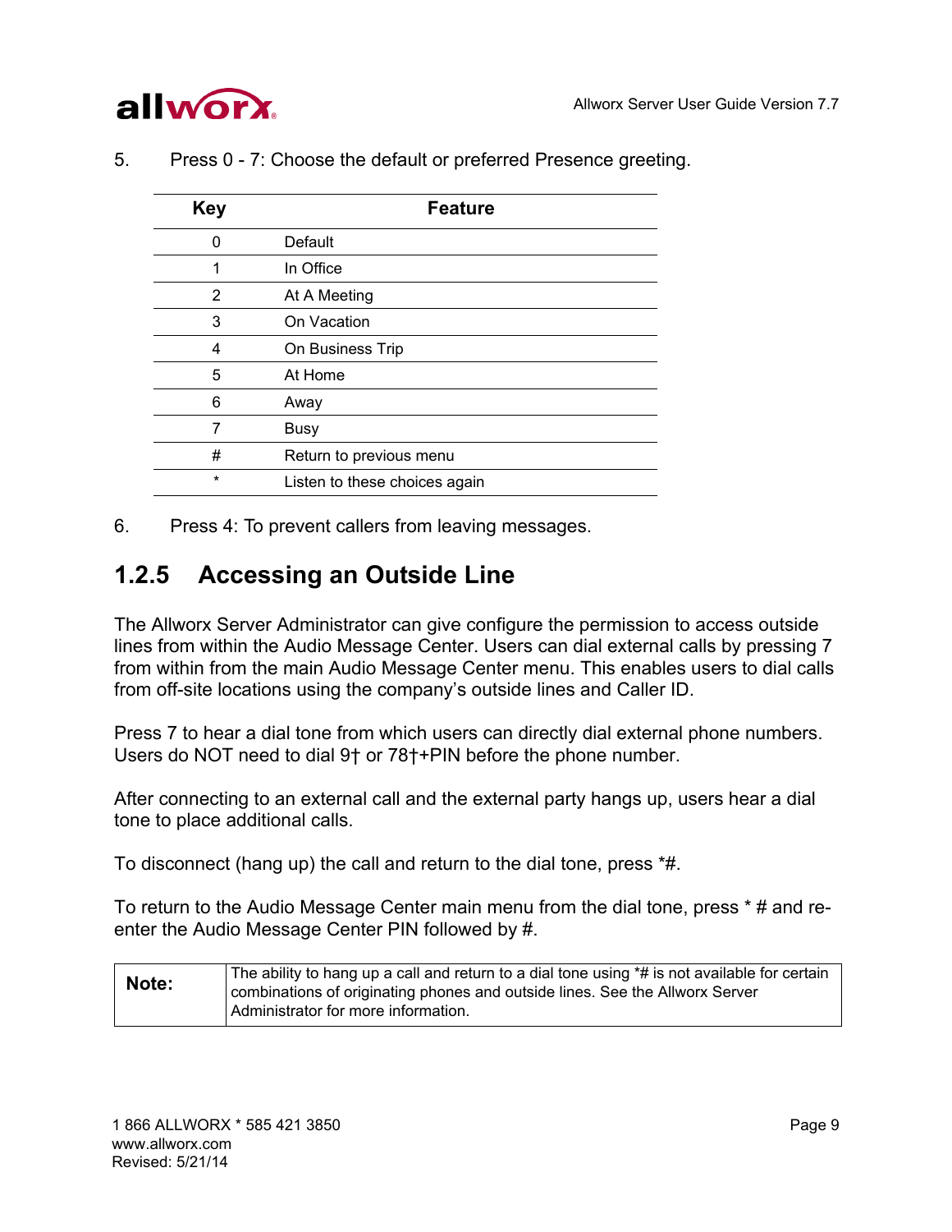5. Press 0 - 7: Choose the default or preferred Presence greeting.

| Key | Feature |
|---|---|
| 0 | Default |
| 1 | In Office |
| 2 | At A Meeting |
| 3 | On Vacation |
| 4 | On Business Trip |
| 5 | At Home |
| 6 | Away |
| 7 | Busy |
| # | Return to previous menu |
| * | Listen to these choices again |

6. Press 4: To prevent callers from leaving messages.

### 1.2.5 Accessing an Outside Line

The Allworx Server Administrator can give configure the permission to access outside lines from within the Audio Message Center. Users can dial external calls by pressing 7 from within from the main Audio Message Center menu. This enables users to dial calls from off-site locations using the company's outside lines and Caller ID.

Press 7 to hear a dial tone from which users can directly dial external phone numbers. Users do NOT need to dial 9† or 78†+PIN before the phone number.

After connecting to an external call and the external party hangs up, users hear a dial tone to place additional calls.

To disconnect (hang up) the call and return to the dial tone, press *#.

To return to the Audio Message Center main menu from the dial tone, press * # and re-enter the Audio Message Center PIN followed by #.

| **Note:** | The ability to hang up a call and return to a dial tone using *# is not available for certain combinations of originating phones and outside lines. See the Allworx Server Administrator for more information. |
|---|---|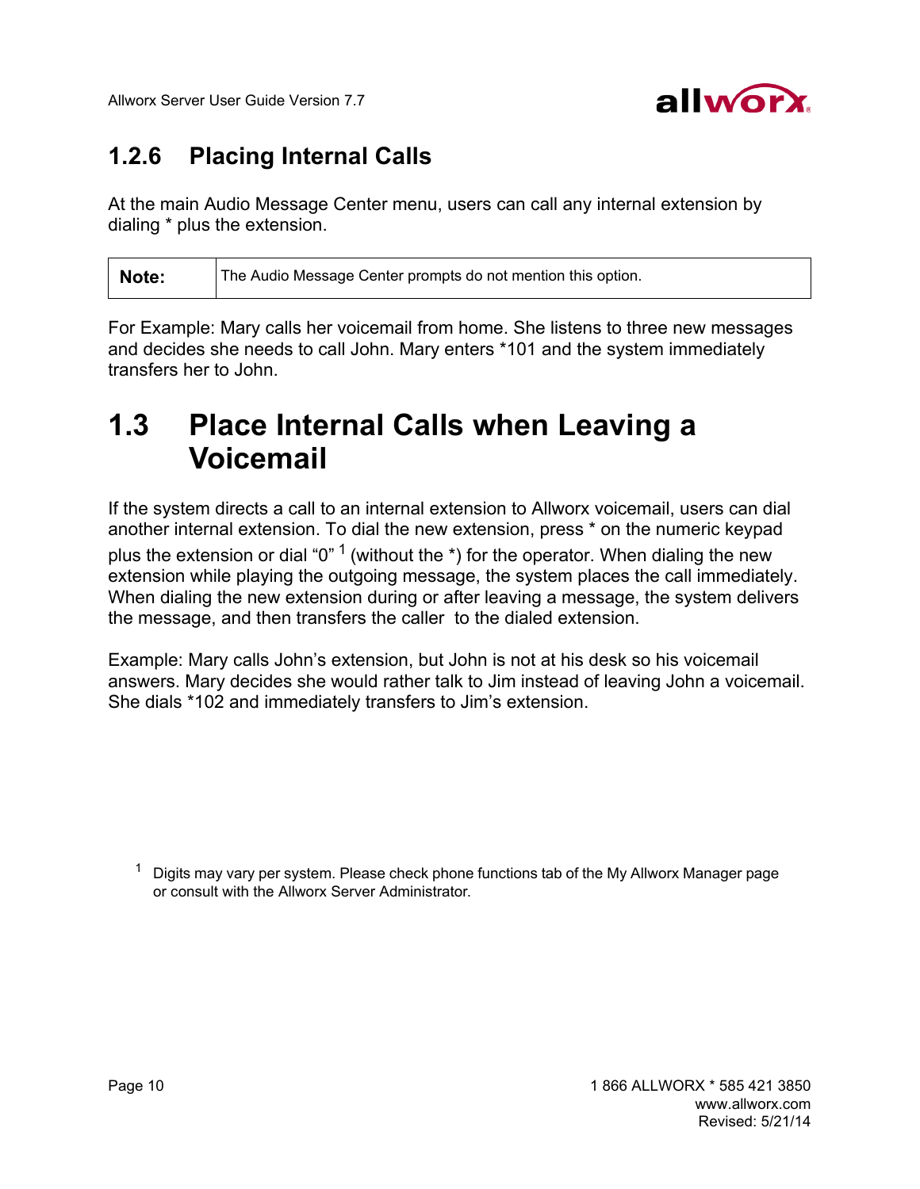### 1.2.6 Placing Internal Calls

At the main Audio Message Center menu, users can call any internal extension by dialing * plus the extension.

| Note: | The Audio Message Center prompts do not mention this option. |
|---|---|

For Example: Mary calls her voicemail from home. She listens to three new messages and decides she needs to call John. Mary enters *101 and the system immediately transfers her to John.

## 1.3 Place Internal Calls when Leaving a Voicemail

If the system directs a call to an internal extension to Allworx voicemail, users can dial another internal extension. To dial the new extension, press * on the numeric keypad plus the extension or dial "0" [1] (without the *) for the operator. When dialing the new extension while playing the outgoing message, the system places the call immediately. When dialing the new extension during or after leaving a message, the system delivers the message, and then transfers the caller to the dialed extension.

Example: Mary calls John's extension, but John is not at his desk so his voicemail answers. Mary decides she would rather talk to Jim instead of leaving John a voicemail. She dials *102 and immediately transfers to Jim's extension.

[1] Digits may vary per system. Please check phone functions tab of the My Allworx Manager page or consult with the Allworx Server Administrator.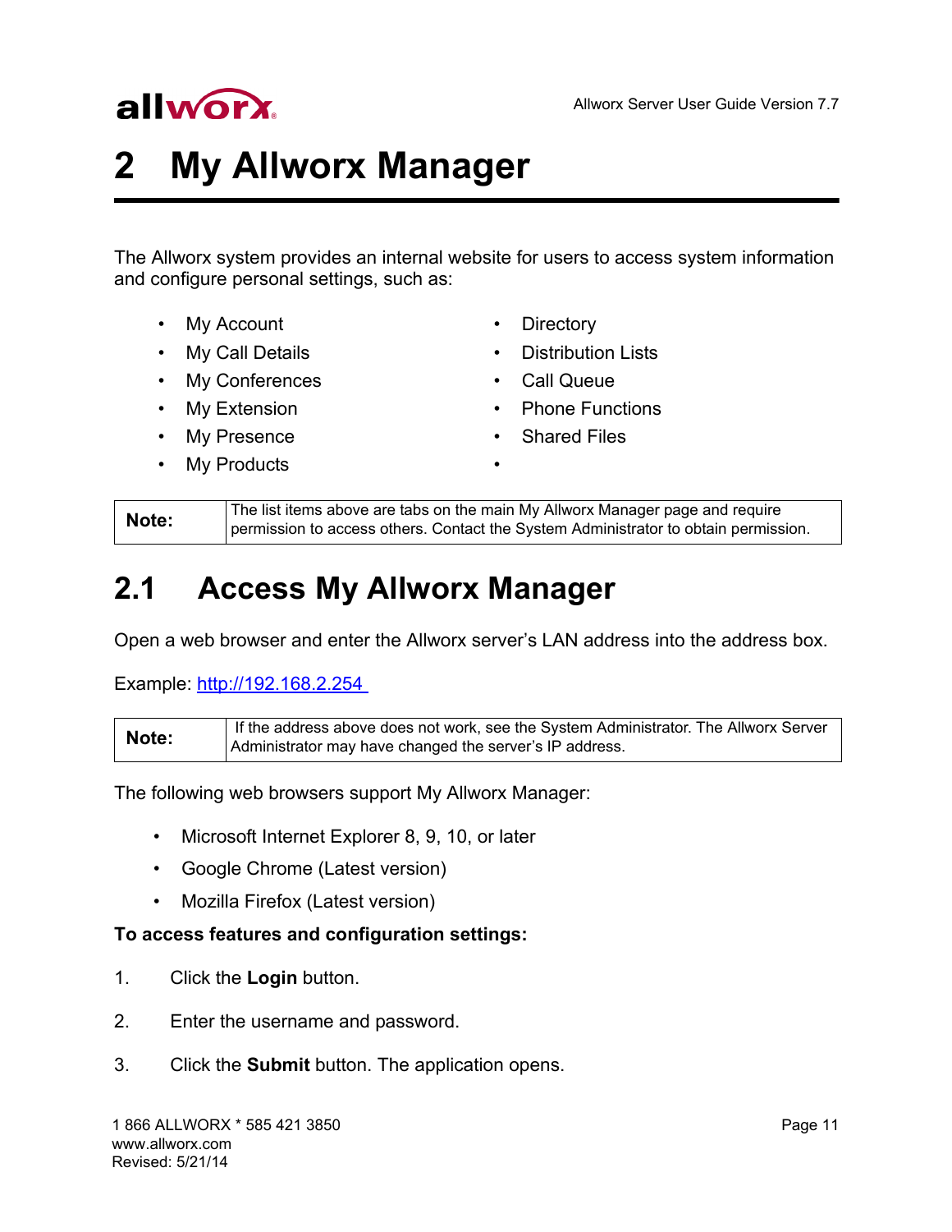# 2 My Allworx Manager

The Allworx system provides an internal website for users to access system information and configure personal settings, such as:

- My Account
- My Call Details
- My Conferences
- My Extension
- My Presence
- My Products
- Directory
- Distribution Lists
- Call Queue
- Phone Functions
- Shared Files

| Note: | The list items above are tabs on the main My Allworx Manager page and require permission to access others. Contact the System Administrator to obtain permission. |
|---|---|

## 2.1 Access My Allworx Manager

Open a web browser and enter the Allworx server's LAN address into the address box.

Example: http://192.168.2.254

| Note: | If the address above does not work, see the System Administrator. The Allworx Server Administrator may have changed the server's IP address. |
|---|---|

The following web browsers support My Allworx Manager:

- Microsoft Internet Explorer 8, 9, 10, or later
- Google Chrome (Latest version)
- Mozilla Firefox (Latest version)

**To access features and configuration settings:**

1. Click the **Login** button.
2. Enter the username and password.
3. Click the **Submit** button. The application opens.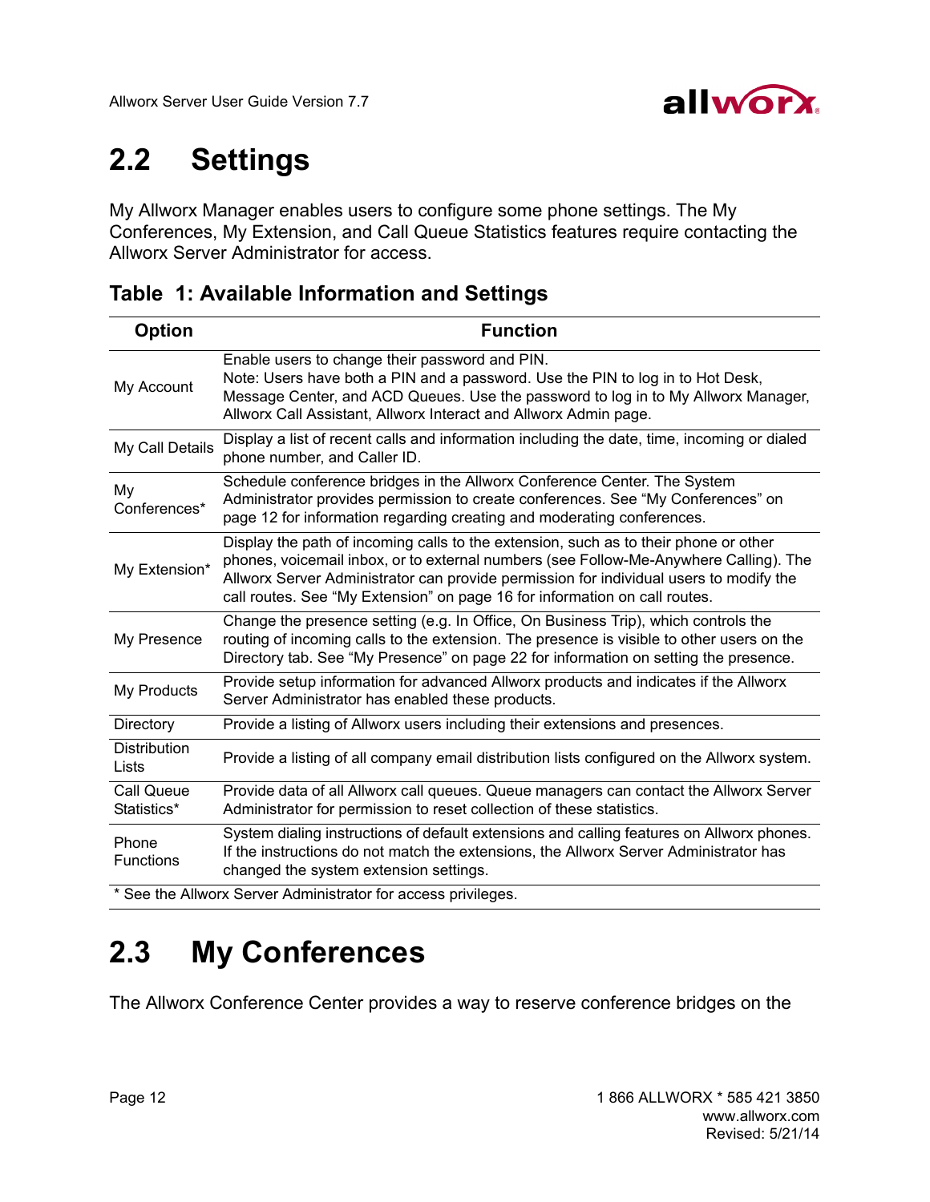## 2.2 Settings

My Allworx Manager enables users to configure some phone settings. The My Conferences, My Extension, and Call Queue Statistics features require contacting the Allworx Server Administrator for access.

### Table 1: Available Information and Settings

| Option | Function |
|---|---|
| My Account | Enable users to change their password and PIN. Note: Users have both a PIN and a password. Use the PIN to log in to Hot Desk, Message Center, and ACD Queues. Use the password to log in to My Allworx Manager, Allworx Call Assistant, Allworx Interact and Allworx Admin page. |
| My Call Details | Display a list of recent calls and information including the date, time, incoming or dialed phone number, and Caller ID. |
| My Conferences* | Schedule conference bridges in the Allworx Conference Center. The System Administrator provides permission to create conferences. See “My Conferences” on page 12 for information regarding creating and moderating conferences. |
| My Extension* | Display the path of incoming calls to the extension, such as to their phone or other phones, voicemail inbox, or to external numbers (see Follow-Me-Anywhere Calling). The Allworx Server Administrator can provide permission for individual users to modify the call routes. See “My Extension” on page 16 for information on call routes. |
| My Presence | Change the presence setting (e.g. In Office, On Business Trip), which controls the routing of incoming calls to the extension. The presence is visible to other users on the Directory tab. See “My Presence” on page 22 for information on setting the presence. |
| My Products | Provide setup information for advanced Allworx products and indicates if the Allworx Server Administrator has enabled these products. |
| Directory | Provide a listing of Allworx users including their extensions and presences. |
| Distribution Lists | Provide a listing of all company email distribution lists configured on the Allworx system. |
| Call Queue Statistics* | Provide data of all Allworx call queues. Queue managers can contact the Allworx Server Administrator for permission to reset collection of these statistics. |
| Phone Functions | System dialing instructions of default extensions and calling features on Allworx phones. If the instructions do not match the extensions, the Allworx Server Administrator has changed the system extension settings. |

* See the Allworx Server Administrator for access privileges.

## 2.3 My Conferences

The Allworx Conference Center provides a way to reserve conference bridges on the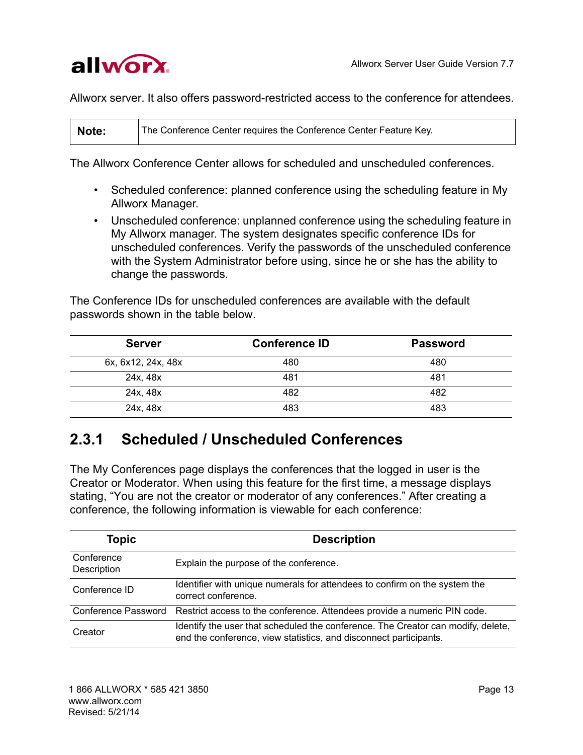Allworx server. It also offers password-restricted access to the conference for attendees.

| Note: | The Conference Center requires the Conference Center Feature Key. |
|---|---|

The Allworx Conference Center allows for scheduled and unscheduled conferences.

- Scheduled conference: planned conference using the scheduling feature in My Allworx Manager.
- Unscheduled conference: unplanned conference using the scheduling feature in My Allworx manager. The system designates specific conference IDs for unscheduled conferences. Verify the passwords of the unscheduled conference with the System Administrator before using, since he or she has the ability to change the passwords.

The Conference IDs for unscheduled conferences are available with the default passwords shown in the table below.

| Server | Conference ID | Password |
|---|---|---|
| 6x, 6x12, 24x, 48x | 480 | 480 |
| 24x, 48x | 481 | 481 |
| 24x, 48x | 482 | 482 |
| 24x, 48x | 483 | 483 |

## 2.3.1 Scheduled / Unscheduled Conferences

The My Conferences page displays the conferences that the logged in user is the Creator or Moderator. When using this feature for the first time, a message displays stating, “You are not the creator or moderator of any conferences.” After creating a conference, the following information is viewable for each conference:

| Topic | Description |
|---|---|
| Conference Description | Explain the purpose of the conference. |
| Conference ID | Identifier with unique numerals for attendees to confirm on the system the correct conference. |
| Conference Password | Restrict access to the conference. Attendees provide a numeric PIN code. |
| Creator | Identify the user that scheduled the conference. The Creator can modify, delete, end the conference, view statistics, and disconnect participants. |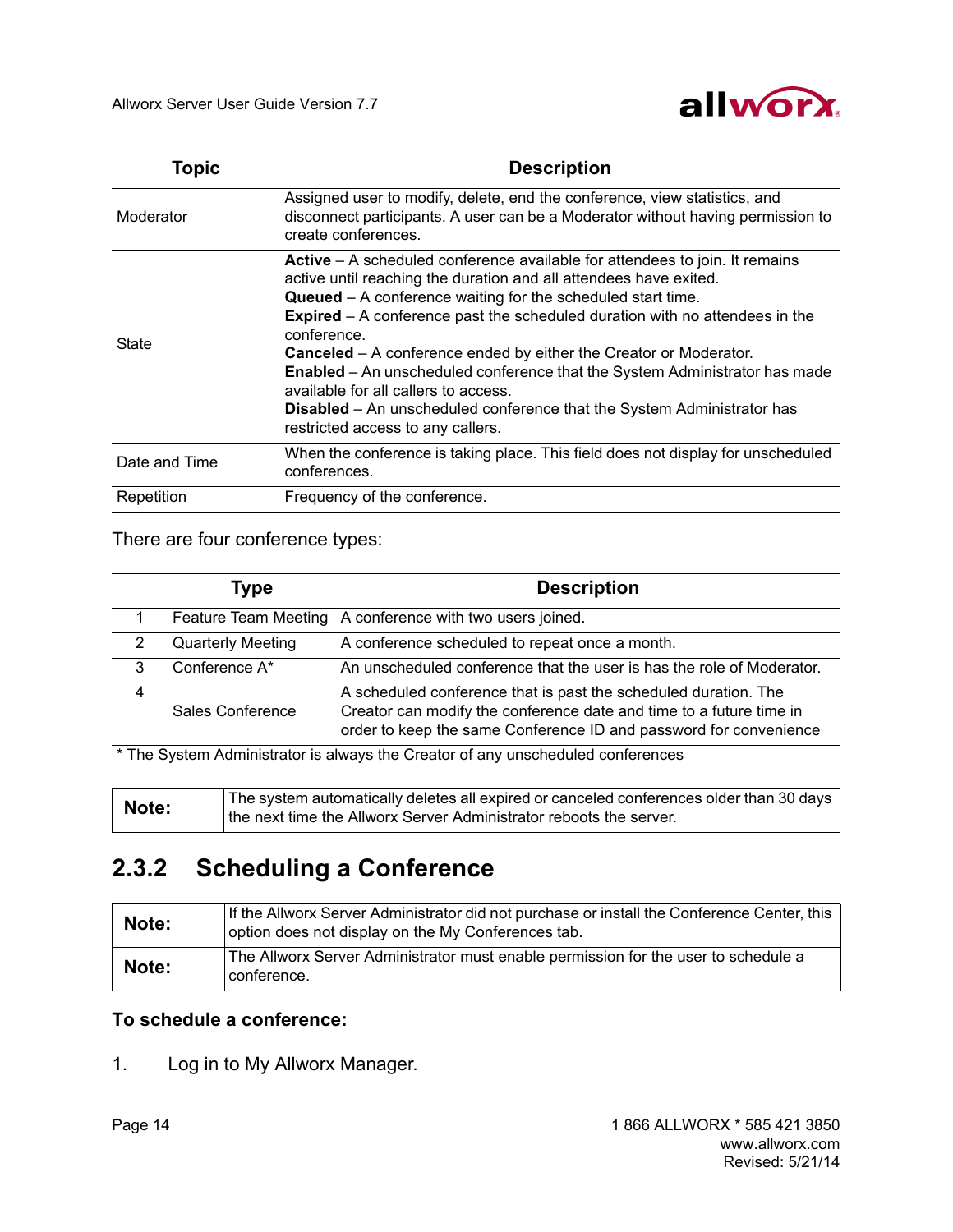| Topic | Description |
|---|---|
| Moderator | Assigned user to modify, delete, end the conference, view statistics, and disconnect participants. A user can be a Moderator without having permission to create conferences. |
| State | **Active** – A scheduled conference available for attendees to join. It remains active until reaching the duration and all attendees have exited.<br>**Queued** – A conference waiting for the scheduled start time.<br>**Expired** – A conference past the scheduled duration with no attendees in the conference.<br>**Canceled** – A conference ended by either the Creator or Moderator.<br>**Enabled** – An unscheduled conference that the System Administrator has made available for all callers to access.<br>**Disabled** – An unscheduled conference that the System Administrator has restricted access to any callers. |
| Date and Time | When the conference is taking place. This field does not display for unscheduled conferences. |
| Repetition | Frequency of the conference. |

There are four conference types:

| | Type | Description |
|---|---|---|
| 1 | Feature Team Meeting | A conference with two users joined. |
| 2 | Quarterly Meeting | A conference scheduled to repeat once a month. |
| 3 | Conference A* | An unscheduled conference that the user is has the role of Moderator. |
| 4 | Sales Conference | A scheduled conference that is past the scheduled duration. The Creator can modify the conference date and time to a future time in order to keep the same Conference ID and password for convenience |

* The System Administrator is always the Creator of any unscheduled conferences

| | |
|---|---|
| **Note:** | The system automatically deletes all expired or canceled conferences older than 30 days the next time the Allworx Server Administrator reboots the server. |

## 2.3.2 Scheduling a Conference

| | |
|---|---|
| **Note:** | If the Allworx Server Administrator did not purchase or install the Conference Center, this option does not display on the My Conferences tab. |
| **Note:** | The Allworx Server Administrator must enable permission for the user to schedule a conference. |

**To schedule a conference:**

1. Log in to My Allworx Manager.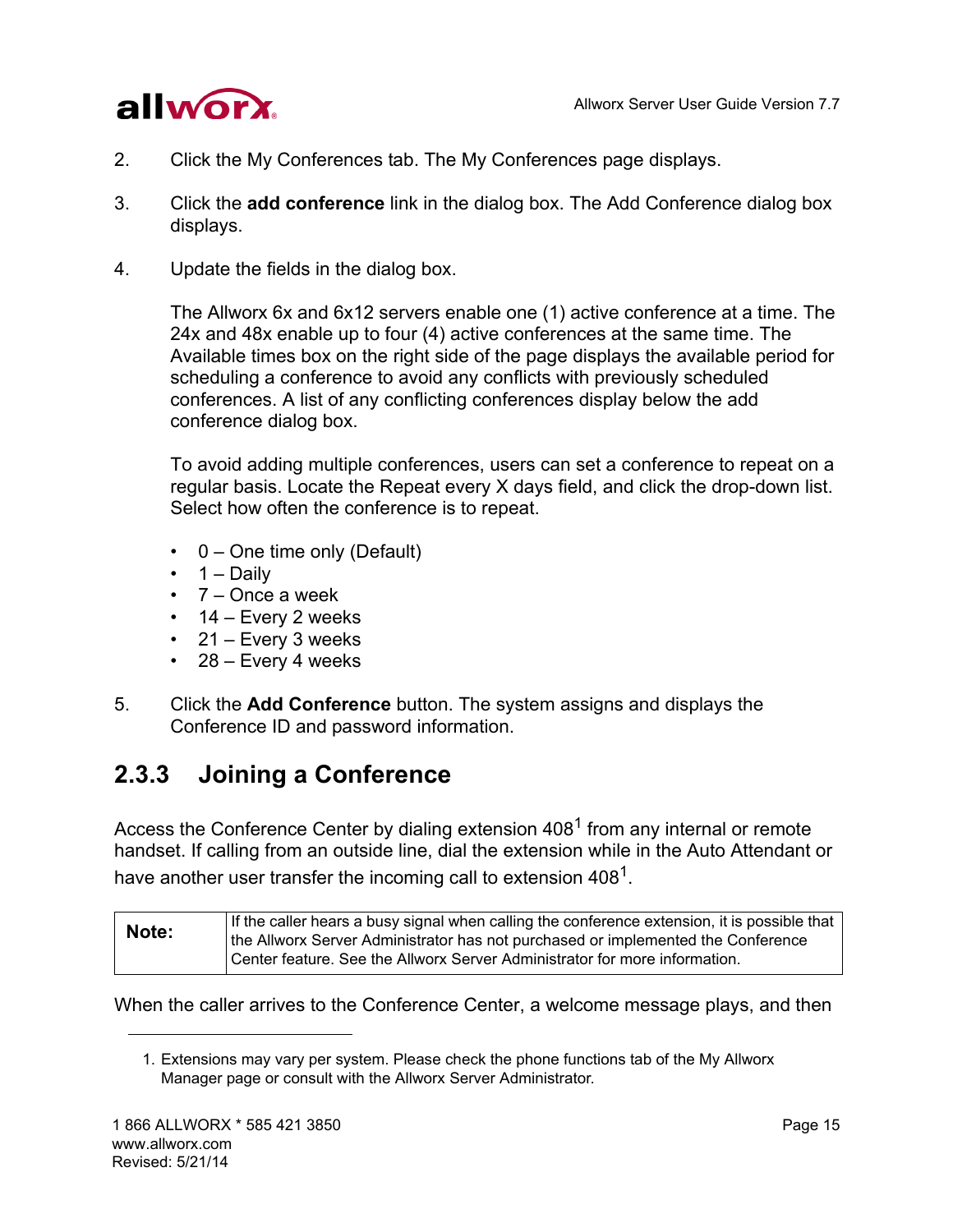2. Click the My Conferences tab. The My Conferences page displays.

3. Click the **add conference** link in the dialog box. The Add Conference dialog box displays.

4. Update the fields in the dialog box.

   The Allworx 6x and 6x12 servers enable one (1) active conference at a time. The 24x and 48x enable up to four (4) active conferences at the same time. The Available times box on the right side of the page displays the available period for scheduling a conference to avoid any conflicts with previously scheduled conferences. A list of any conflicting conferences display below the add conference dialog box.

   To avoid adding multiple conferences, users can set a conference to repeat on a regular basis. Locate the Repeat every X days field, and click the drop-down list. Select how often the conference is to repeat.

   - 0 – One time only (Default)
   - 1 – Daily
   - 7 – Once a week
   - 14 – Every 2 weeks
   - 21 – Every 3 weeks
   - 28 – Every 4 weeks

5. Click the **Add Conference** button. The system assigns and displays the Conference ID and password information.

### 2.3.3 Joining a Conference

Access the Conference Center by dialing extension 408[1] from any internal or remote handset. If calling from an outside line, dial the extension while in the Auto Attendant or have another user transfer the incoming call to extension 408[1].

| **Note:** | If the caller hears a busy signal when calling the conference extension, it is possible that the Allworx Server Administrator has not purchased or implemented the Conference Center feature. See the Allworx Server Administrator for more information. |
|---|---|

When the caller arrives to the Conference Center, a welcome message plays, and then

1. Extensions may vary per system. Please check the phone functions tab of the My Allworx Manager page or consult with the Allworx Server Administrator.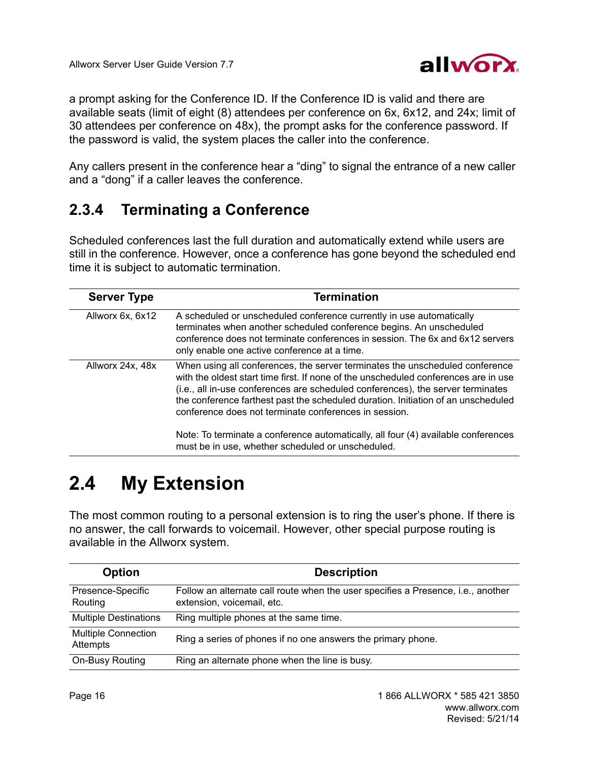a prompt asking for the Conference ID. If the Conference ID is valid and there are available seats (limit of eight (8) attendees per conference on 6x, 6x12, and 24x; limit of 30 attendees per conference on 48x), the prompt asks for the conference password. If the password is valid, the system places the caller into the conference.

Any callers present in the conference hear a “ding” to signal the entrance of a new caller and a “dong” if a caller leaves the conference.

### 2.3.4 Terminating a Conference

Scheduled conferences last the full duration and automatically extend while users are still in the conference. However, once a conference has gone beyond the scheduled end time it is subject to automatic termination.

| Server Type | Termination |
|---|---|
| Allworx 6x, 6x12 | A scheduled or unscheduled conference currently in use automatically terminates when another scheduled conference begins. An unscheduled conference does not terminate conferences in session. The 6x and 6x12 servers only enable one active conference at a time. |
| Allworx 24x, 48x | When using all conferences, the server terminates the unscheduled conference with the oldest start time first. If none of the unscheduled conferences are in use (i.e., all in-use conferences are scheduled conferences), the server terminates the conference farthest past the scheduled duration. Initiation of an unscheduled conference does not terminate conferences in session.<br><br>Note: To terminate a conference automatically, all four (4) available conferences must be in use, whether scheduled or unscheduled. |

## 2.4 My Extension

The most common routing to a personal extension is to ring the user’s phone. If there is no answer, the call forwards to voicemail. However, other special purpose routing is available in the Allworx system.

| Option | Description |
|---|---|
| Presence-Specific Routing | Follow an alternate call route when the user specifies a Presence, i.e., another extension, voicemail, etc. |
| Multiple Destinations | Ring multiple phones at the same time. |
| Multiple Connection Attempts | Ring a series of phones if no one answers the primary phone. |
| On-Busy Routing | Ring an alternate phone when the line is busy. |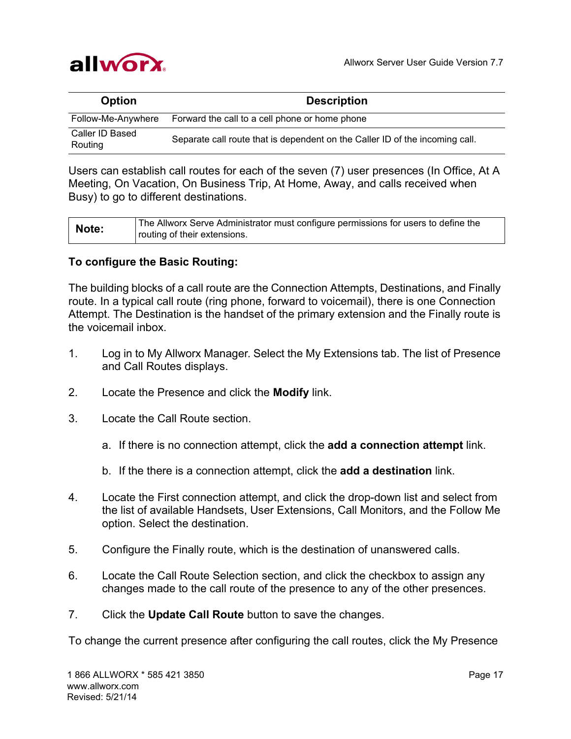| Option | Description |
| --- | --- |
| Follow-Me-Anywhere | Forward the call to a cell phone or home phone |
| Caller ID Based Routing | Separate call route that is dependent on the Caller ID of the incoming call. |

Users can establish call routes for each of the seven (7) user presences (In Office, At A Meeting, On Vacation, On Business Trip, At Home, Away, and calls received when Busy) to go to different destinations.

| **Note:** | The Allworx Serve Administrator must configure permissions for users to define the routing of their extensions. |
| --- | --- |

**To configure the Basic Routing:**

The building blocks of a call route are the Connection Attempts, Destinations, and Finally route. In a typical call route (ring phone, forward to voicemail), there is one Connection Attempt. The Destination is the handset of the primary extension and the Finally route is the voicemail inbox.

1. Log in to My Allworx Manager. Select the My Extensions tab. The list of Presence and Call Routes displays.
2. Locate the Presence and click the **Modify** link.
3. Locate the Call Route section.
   a. If there is no connection attempt, click the **add a connection attempt** link.
   b. If the there is a connection attempt, click the **add a destination** link.
4. Locate the First connection attempt, and click the drop-down list and select from the list of available Handsets, User Extensions, Call Monitors, and the Follow Me option. Select the destination.
5. Configure the Finally route, which is the destination of unanswered calls.
6. Locate the Call Route Selection section, and click the checkbox to assign any changes made to the call route of the presence to any of the other presences.
7. Click the **Update Call Route** button to save the changes.

To change the current presence after configuring the call routes, click the My Presence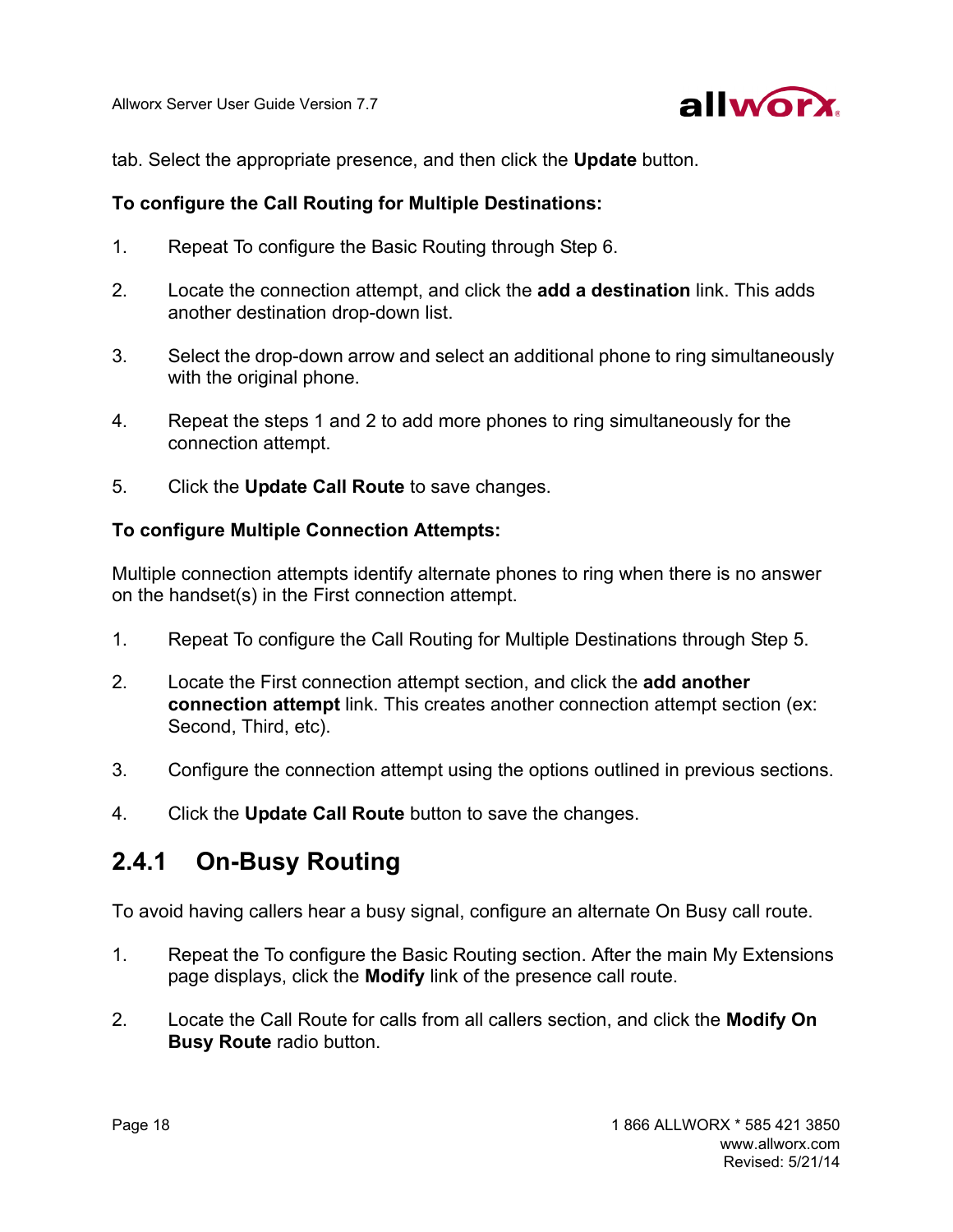tab. Select the appropriate presence, and then click the **Update** button.

**To configure the Call Routing for Multiple Destinations:**

1. Repeat To configure the Basic Routing through Step 6.

2. Locate the connection attempt, and click the **add a destination** link. This adds another destination drop-down list.

3. Select the drop-down arrow and select an additional phone to ring simultaneously with the original phone.

4. Repeat the steps 1 and 2 to add more phones to ring simultaneously for the connection attempt.

5. Click the **Update Call Route** to save changes.

**To configure Multiple Connection Attempts:**

Multiple connection attempts identify alternate phones to ring when there is no answer on the handset(s) in the First connection attempt.

1. Repeat To configure the Call Routing for Multiple Destinations through Step 5.

2. Locate the First connection attempt section, and click the **add another connection attempt** link. This creates another connection attempt section (ex: Second, Third, etc).

3. Configure the connection attempt using the options outlined in previous sections.

4. Click the **Update Call Route** button to save the changes.

## 2.4.1 On-Busy Routing

To avoid having callers hear a busy signal, configure an alternate On Busy call route.

1. Repeat the To configure the Basic Routing section. After the main My Extensions page displays, click the **Modify** link of the presence call route.

2. Locate the Call Route for calls from all callers section, and click the **Modify On Busy Route** radio button.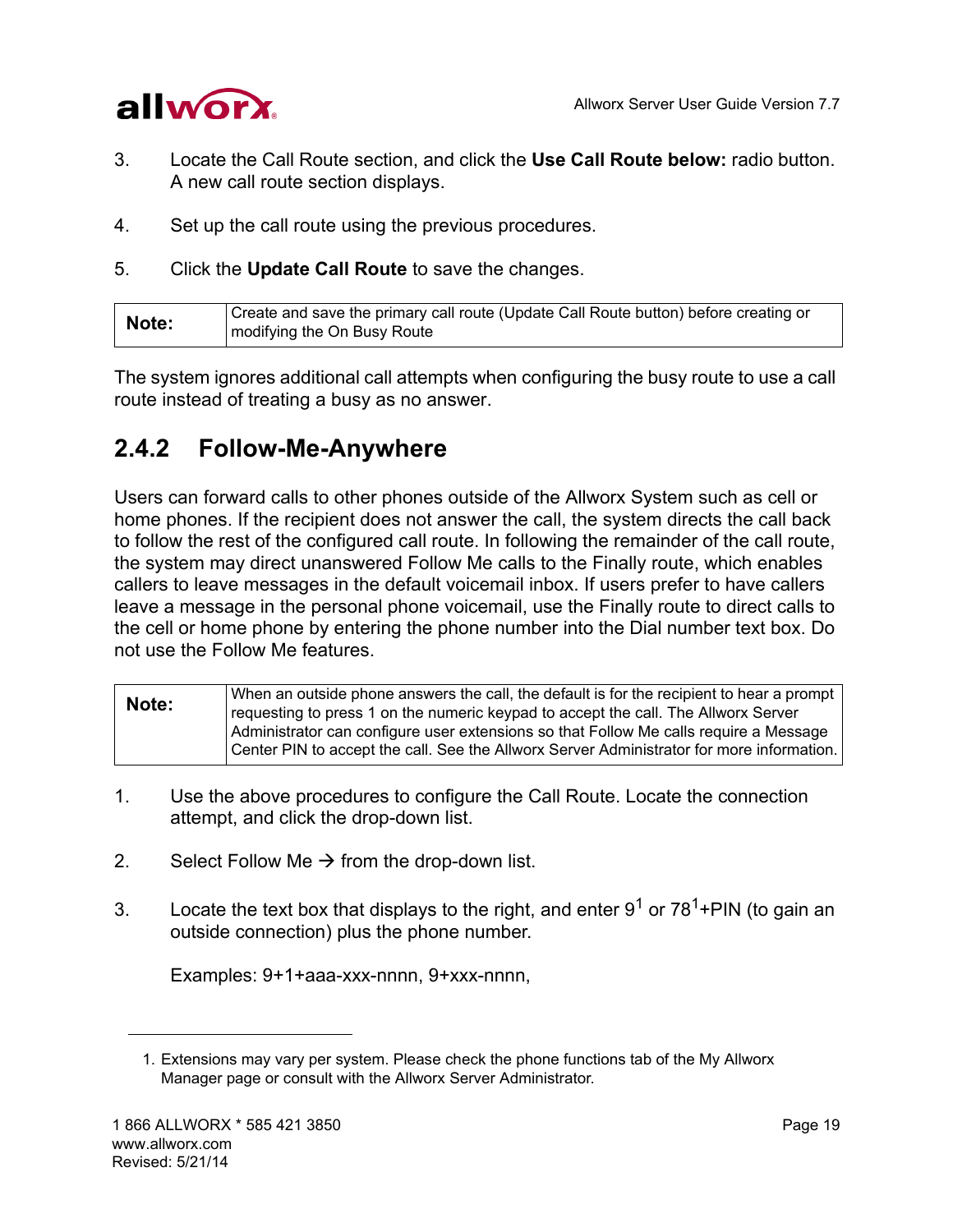3. Locate the Call Route section, and click the **Use Call Route below:** radio button. A new call route section displays.

4. Set up the call route using the previous procedures.

5. Click the **Update Call Route** to save the changes.

| **Note:** | Create and save the primary call route (Update Call Route button) before creating or modifying the On Busy Route |
|---|---|

The system ignores additional call attempts when configuring the busy route to use a call route instead of treating a busy as no answer.

### 2.4.2 Follow-Me-Anywhere

Users can forward calls to other phones outside of the Allworx System such as cell or home phones. If the recipient does not answer the call, the system directs the call back to follow the rest of the configured call route. In following the remainder of the call route, the system may direct unanswered Follow Me calls to the Finally route, which enables callers to leave messages in the default voicemail inbox. If users prefer to have callers leave a message in the personal phone voicemail, use the Finally route to direct calls to the cell or home phone by entering the phone number into the Dial number text box. Do not use the Follow Me features.

| **Note:** | When an outside phone answers the call, the default is for the recipient to hear a prompt requesting to press 1 on the numeric keypad to accept the call. The Allworx Server Administrator can configure user extensions so that Follow Me calls require a Message Center PIN to accept the call. See the Allworx Server Administrator for more information. |
|---|---|

1. Use the above procedures to configure the Call Route. Locate the connection attempt, and click the drop-down list.

2. Select Follow Me → from the drop-down list.

3. Locate the text box that displays to the right, and enter 9[1] or 78[1]+PIN (to gain an outside connection) plus the phone number.

   Examples: 9+1+aaa-xxx-nnnn, 9+xxx-nnnn,

---

1. Extensions may vary per system. Please check the phone functions tab of the My Allworx Manager page or consult with the Allworx Server Administrator.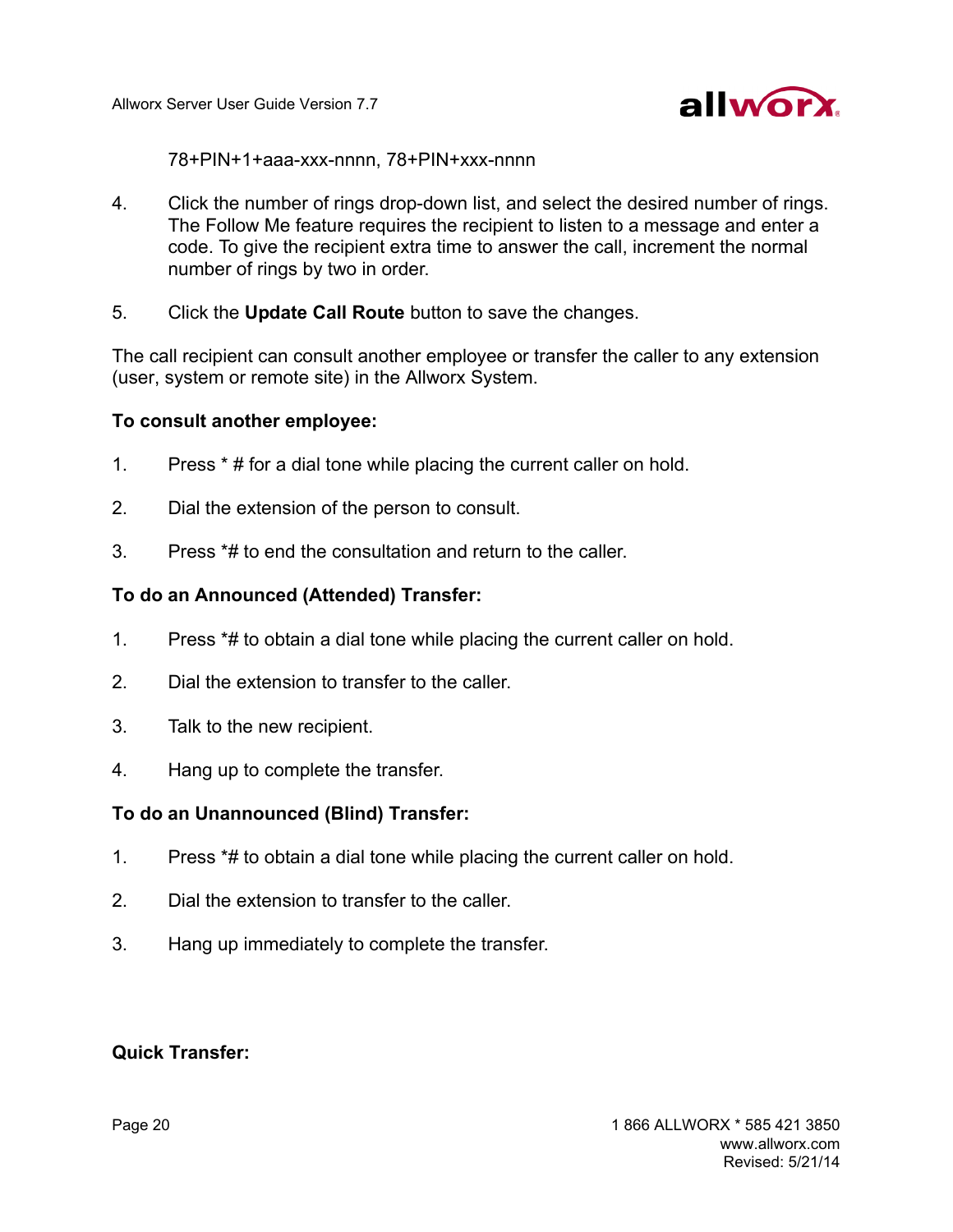78+PIN+1+aaa-xxx-nnnn, 78+PIN+xxx-nnnn

4. Click the number of rings drop-down list, and select the desired number of rings. The Follow Me feature requires the recipient to listen to a message and enter a code. To give the recipient extra time to answer the call, increment the normal number of rings by two in order.

5. Click the **Update Call Route** button to save the changes.

The call recipient can consult another employee or transfer the caller to any extension (user, system or remote site) in the Allworx System.

**To consult another employee:**

1. Press * # for a dial tone while placing the current caller on hold.

2. Dial the extension of the person to consult.

3. Press *# to end the consultation and return to the caller.

**To do an Announced (Attended) Transfer:**

1. Press *# to obtain a dial tone while placing the current caller on hold.

2. Dial the extension to transfer to the caller.

3. Talk to the new recipient.

4. Hang up to complete the transfer.

**To do an Unannounced (Blind) Transfer:**

1. Press *# to obtain a dial tone while placing the current caller on hold.

2. Dial the extension to transfer to the caller.

3. Hang up immediately to complete the transfer.

**Quick Transfer:**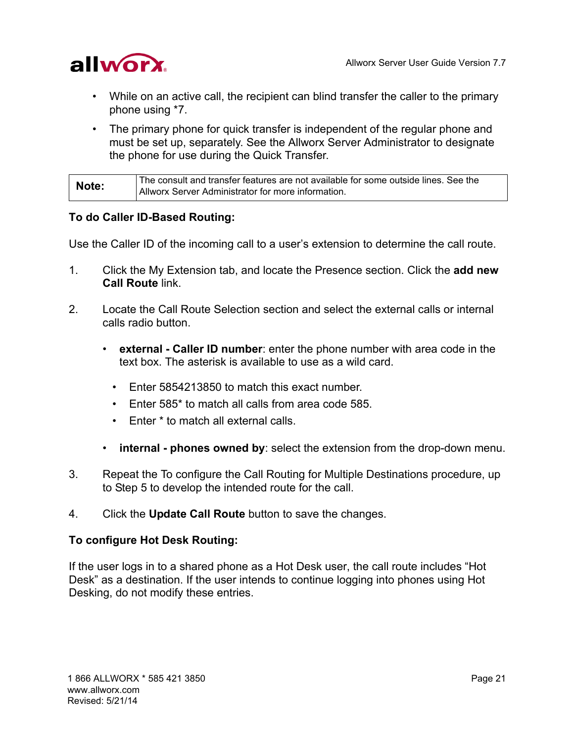- While on an active call, the recipient can blind transfer the caller to the primary phone using *7.
- The primary phone for quick transfer is independent of the regular phone and must be set up, separately. See the Allworx Server Administrator to designate the phone for use during the Quick Transfer.

| **Note:** | The consult and transfer features are not available for some outside lines. See the Allworx Server Administrator for more information. |
|---|---|

**To do Caller ID-Based Routing:**

Use the Caller ID of the incoming call to a user's extension to determine the call route.

1. Click the My Extension tab, and locate the Presence section. Click the **add new Call Route** link.
2. Locate the Call Route Selection section and select the external calls or internal calls radio button.
   - **external - Caller ID number**: enter the phone number with area code in the text box. The asterisk is available to use as a wild card.
     - Enter 5854213850 to match this exact number.
     - Enter 585* to match all calls from area code 585.
     - Enter * to match all external calls.
   - **internal - phones owned by**: select the extension from the drop-down menu.
3. Repeat the To configure the Call Routing for Multiple Destinations procedure, up to Step 5 to develop the intended route for the call.
4. Click the **Update Call Route** button to save the changes.

**To configure Hot Desk Routing:**

If the user logs in to a shared phone as a Hot Desk user, the call route includes "Hot Desk" as a destination. If the user intends to continue logging into phones using Hot Desking, do not modify these entries.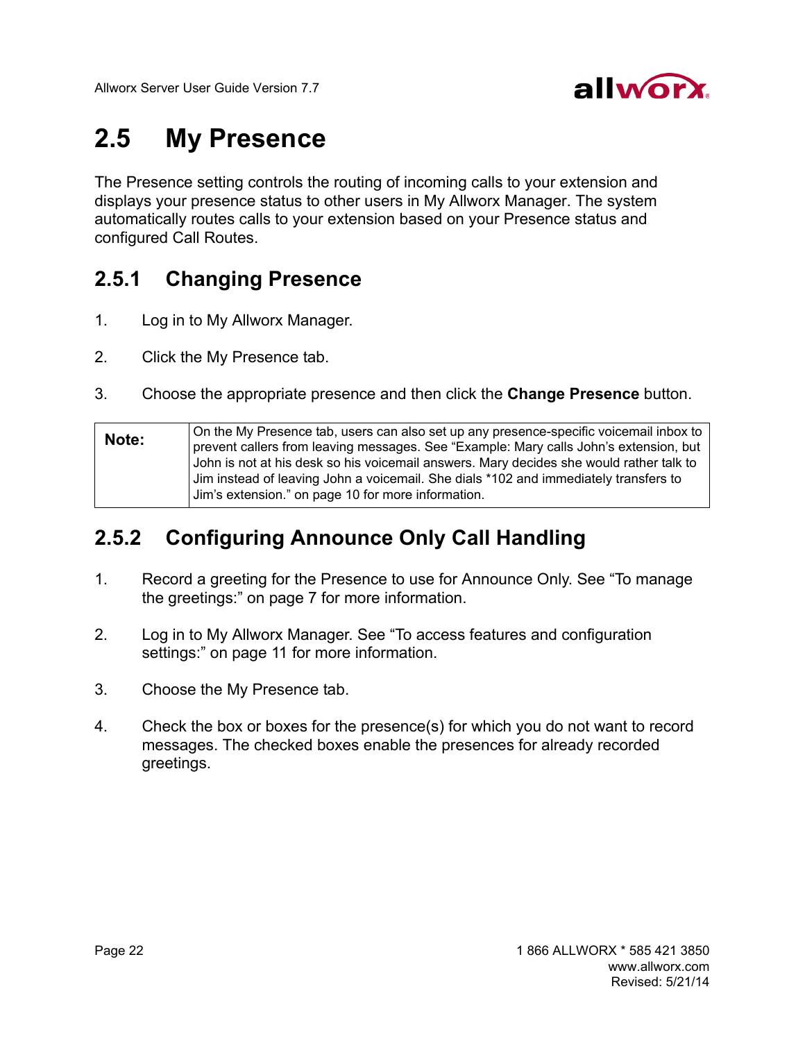## 2.5 My Presence

The Presence setting controls the routing of incoming calls to your extension and displays your presence status to other users in My Allworx Manager. The system automatically routes calls to your extension based on your Presence status and configured Call Routes.

### 2.5.1 Changing Presence

1. Log in to My Allworx Manager.

2. Click the My Presence tab.

3. Choose the appropriate presence and then click the **Change Presence** button.

| **Note:** | On the My Presence tab, users can also set up any presence-specific voicemail inbox to prevent callers from leaving messages. See "Example: Mary calls John's extension, but John is not at his desk so his voicemail answers. Mary decides she would rather talk to Jim instead of leaving John a voicemail. She dials *102 and immediately transfers to Jim's extension." on page 10 for more information. |
|---|---|

### 2.5.2 Configuring Announce Only Call Handling

1. Record a greeting for the Presence to use for Announce Only. See "To manage the greetings:" on page 7 for more information.

2. Log in to My Allworx Manager. See "To access features and configuration settings:" on page 11 for more information.

3. Choose the My Presence tab.

4. Check the box or boxes for the presence(s) for which you do not want to record messages. The checked boxes enable the presences for already recorded greetings.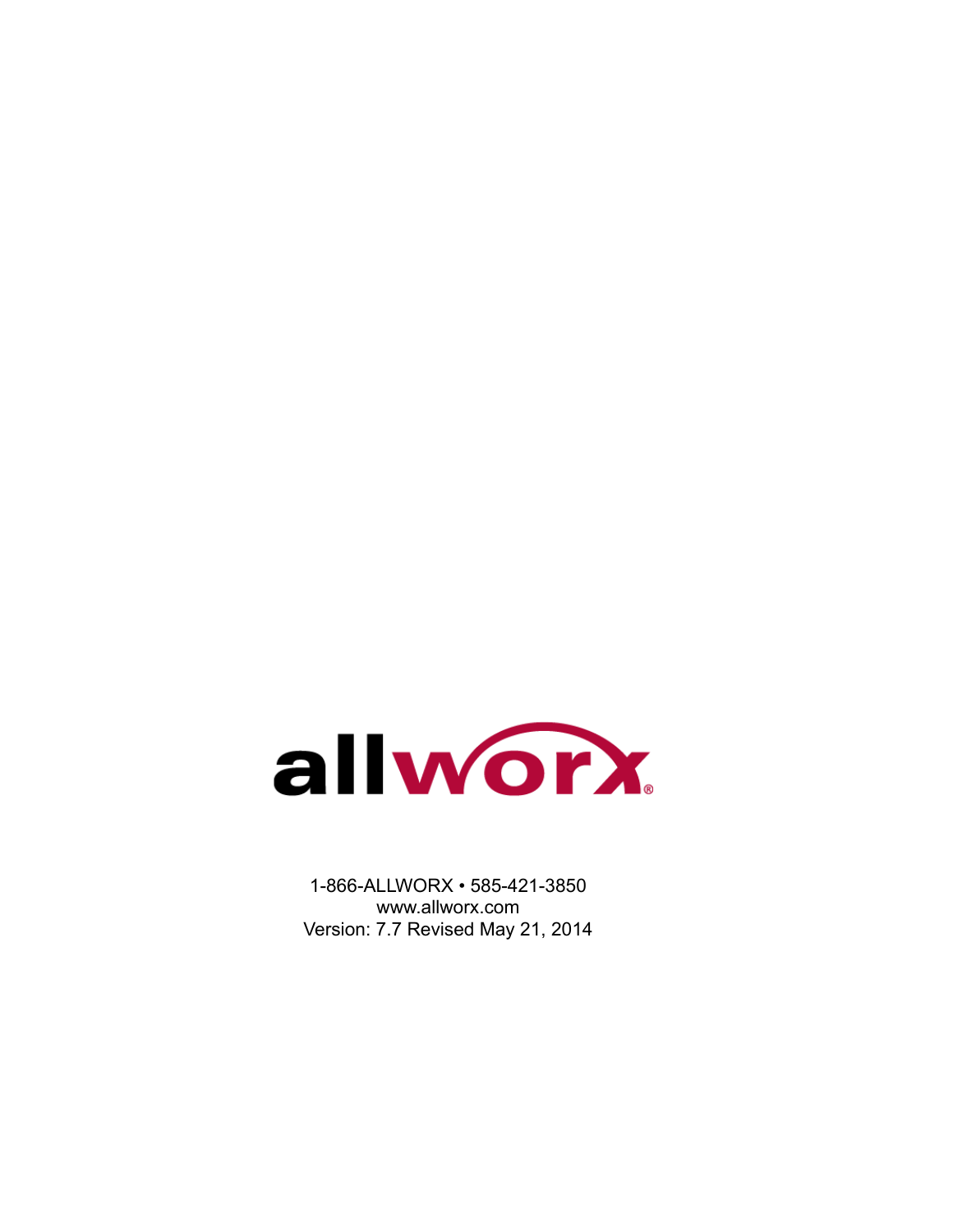allworx®

1-866-ALLWORX • 585-421-3850
www.allworx.com
Version: 7.7 Revised May 21, 2014